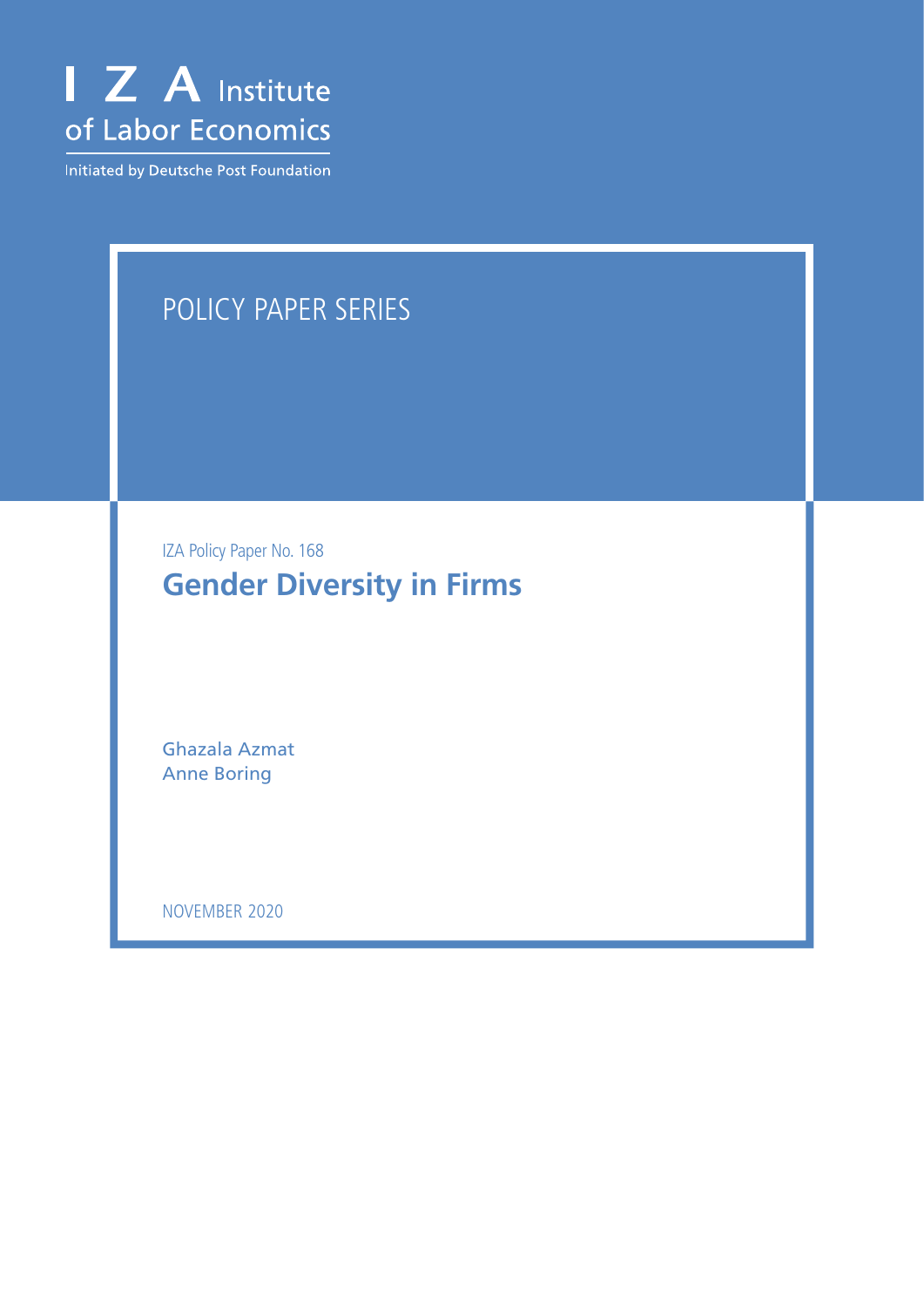I Z A Institute of Labor Economics

Initiated by Deutsche Post Foundation

POLICY PAPER SERIES

IZA Policy Paper No. 168

# Gender Diversity in Firms

Ghazala Azmat
Anne Boring

NOVEMBER 2020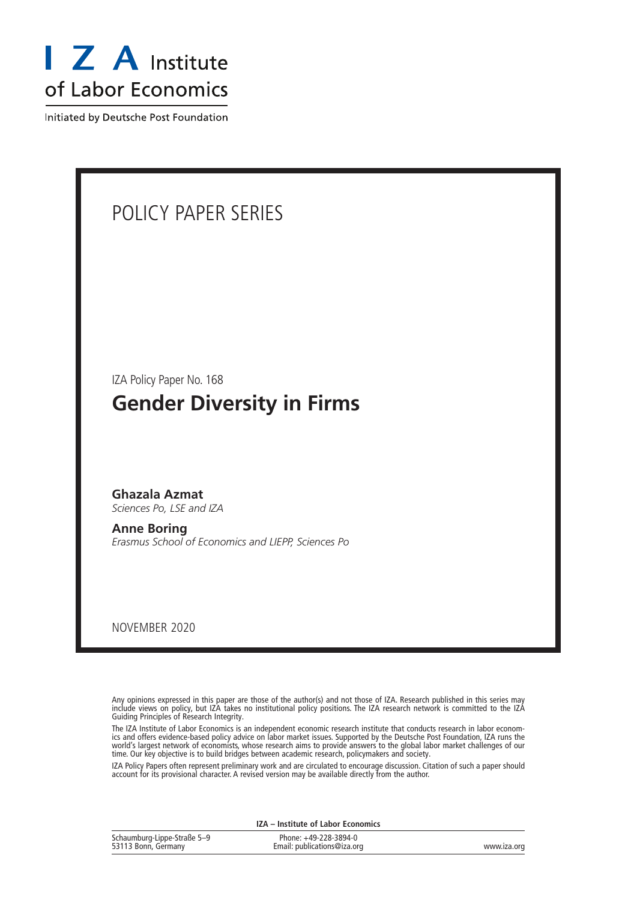I Z A Institute of Labor Economics

Initiated by Deutsche Post Foundation

POLICY PAPER SERIES

IZA Policy Paper No. 168

# Gender Diversity in Firms

**Ghazala Azmat**
*Sciences Po, LSE and IZA*

**Anne Boring**
*Erasmus School of Economics and LIEPP, Sciences Po*

NOVEMBER 2020

Any opinions expressed in this paper are those of the author(s) and not those of IZA. Research published in this series may include views on policy, but IZA takes no institutional policy positions. The IZA research network is committed to the IZA Guiding Principles of Research Integrity.

The IZA Institute of Labor Economics is an independent economic research institute that conducts research in labor economics and offers evidence-based policy advice on labor market issues. Supported by the Deutsche Post Foundation, IZA runs the world's largest network of economists, whose research aims to provide answers to the global labor market challenges of our time. Our key objective is to build bridges between academic research, policymakers and society.

IZA Policy Papers often represent preliminary work and are circulated to encourage discussion. Citation of such a paper should account for its provisional character. A revised version may be available directly from the author.

**IZA – Institute of Labor Economics**

Schaumburg-Lippe-Straße 5–9
53113 Bonn, Germany

Phone: +49-228-3894-0
Email: publications@iza.org

www.iza.org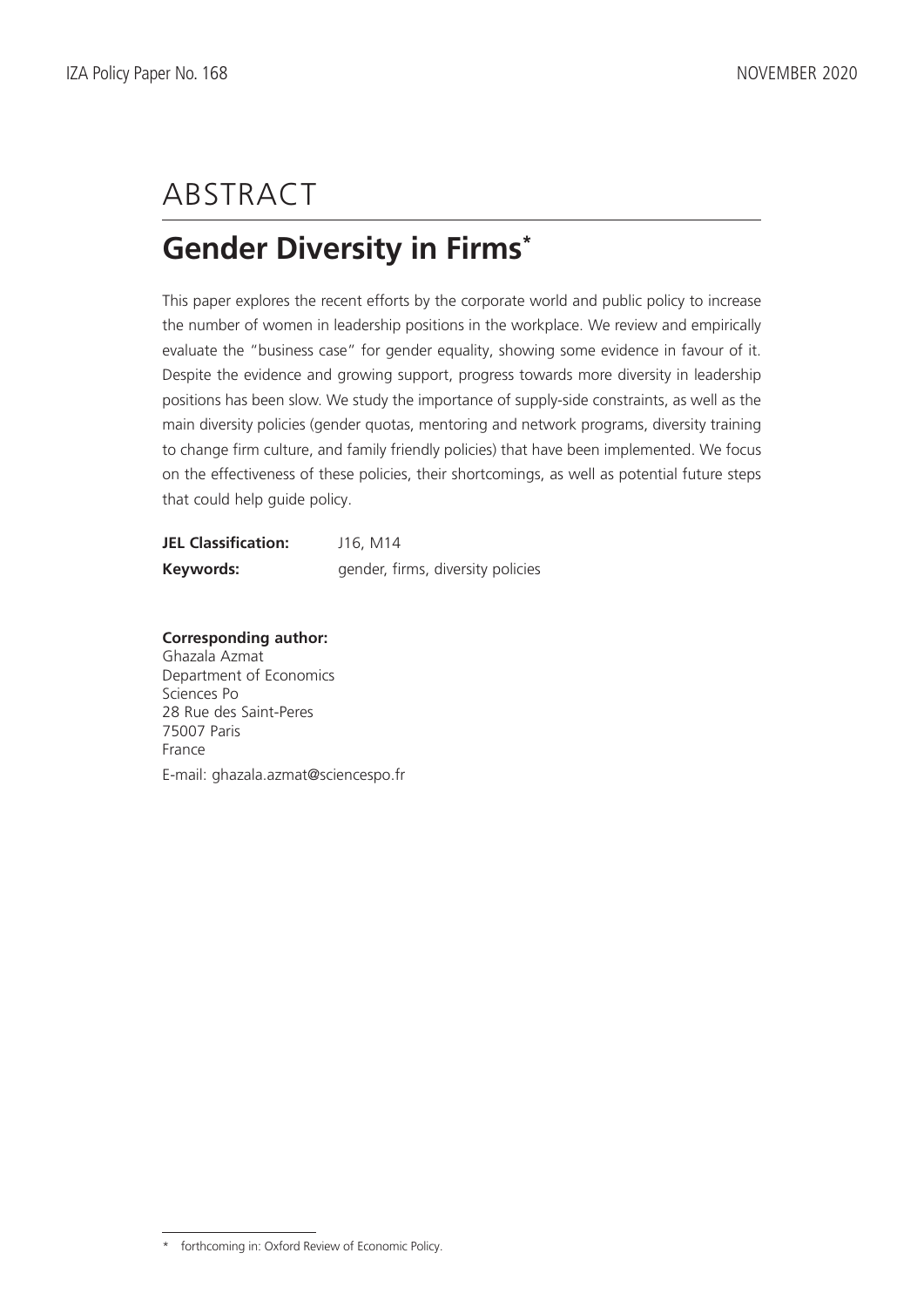# ABSTRACT

## Gender Diversity in Firms*

This paper explores the recent efforts by the corporate world and public policy to increase the number of women in leadership positions in the workplace. We review and empirically evaluate the "business case" for gender equality, showing some evidence in favour of it. Despite the evidence and growing support, progress towards more diversity in leadership positions has been slow. We study the importance of supply-side constraints, as well as the main diversity policies (gender quotas, mentoring and network programs, diversity training to change firm culture, and family friendly policies) that have been implemented. We focus on the effectiveness of these policies, their shortcomings, as well as potential future steps that could help guide policy.

**JEL Classification:** J16, M14

**Keywords:** gender, firms, diversity policies

**Corresponding author:**
Ghazala Azmat
Department of Economics
Sciences Po
28 Rue des Saint-Peres
75007 Paris
France

E-mail: ghazala.azmat@sciencespo.fr

* forthcoming in: Oxford Review of Economic Policy.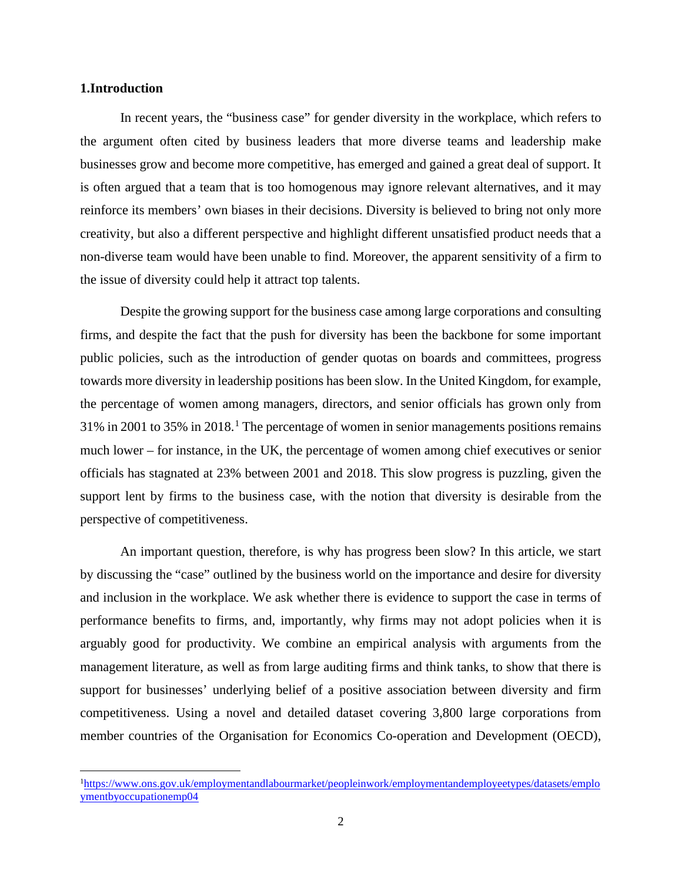## 1.Introduction

In recent years, the "business case" for gender diversity in the workplace, which refers to the argument often cited by business leaders that more diverse teams and leadership make businesses grow and become more competitive, has emerged and gained a great deal of support. It is often argued that a team that is too homogenous may ignore relevant alternatives, and it may reinforce its members' own biases in their decisions. Diversity is believed to bring not only more creativity, but also a different perspective and highlight different unsatisfied product needs that a non-diverse team would have been unable to find. Moreover, the apparent sensitivity of a firm to the issue of diversity could help it attract top talents.

Despite the growing support for the business case among large corporations and consulting firms, and despite the fact that the push for diversity has been the backbone for some important public policies, such as the introduction of gender quotas on boards and committees, progress towards more diversity in leadership positions has been slow. In the United Kingdom, for example, the percentage of women among managers, directors, and senior officials has grown only from 31% in 2001 to 35% in 2018.[1] The percentage of women in senior managements positions remains much lower – for instance, in the UK, the percentage of women among chief executives or senior officials has stagnated at 23% between 2001 and 2018. This slow progress is puzzling, given the support lent by firms to the business case, with the notion that diversity is desirable from the perspective of competitiveness.

An important question, therefore, is why has progress been slow? In this article, we start by discussing the "case" outlined by the business world on the importance and desire for diversity and inclusion in the workplace. We ask whether there is evidence to support the case in terms of performance benefits to firms, and, importantly, why firms may not adopt policies when it is arguably good for productivity. We combine an empirical analysis with arguments from the management literature, as well as from large auditing firms and think tanks, to show that there is support for businesses' underlying belief of a positive association between diversity and firm competitiveness. Using a novel and detailed dataset covering 3,800 large corporations from member countries of the Organisation for Economics Co-operation and Development (OECD),

[1] https://www.ons.gov.uk/employmentandlabourmarket/peopleinwork/employmentandemployeetypes/datasets/employmentbyoccupationemp04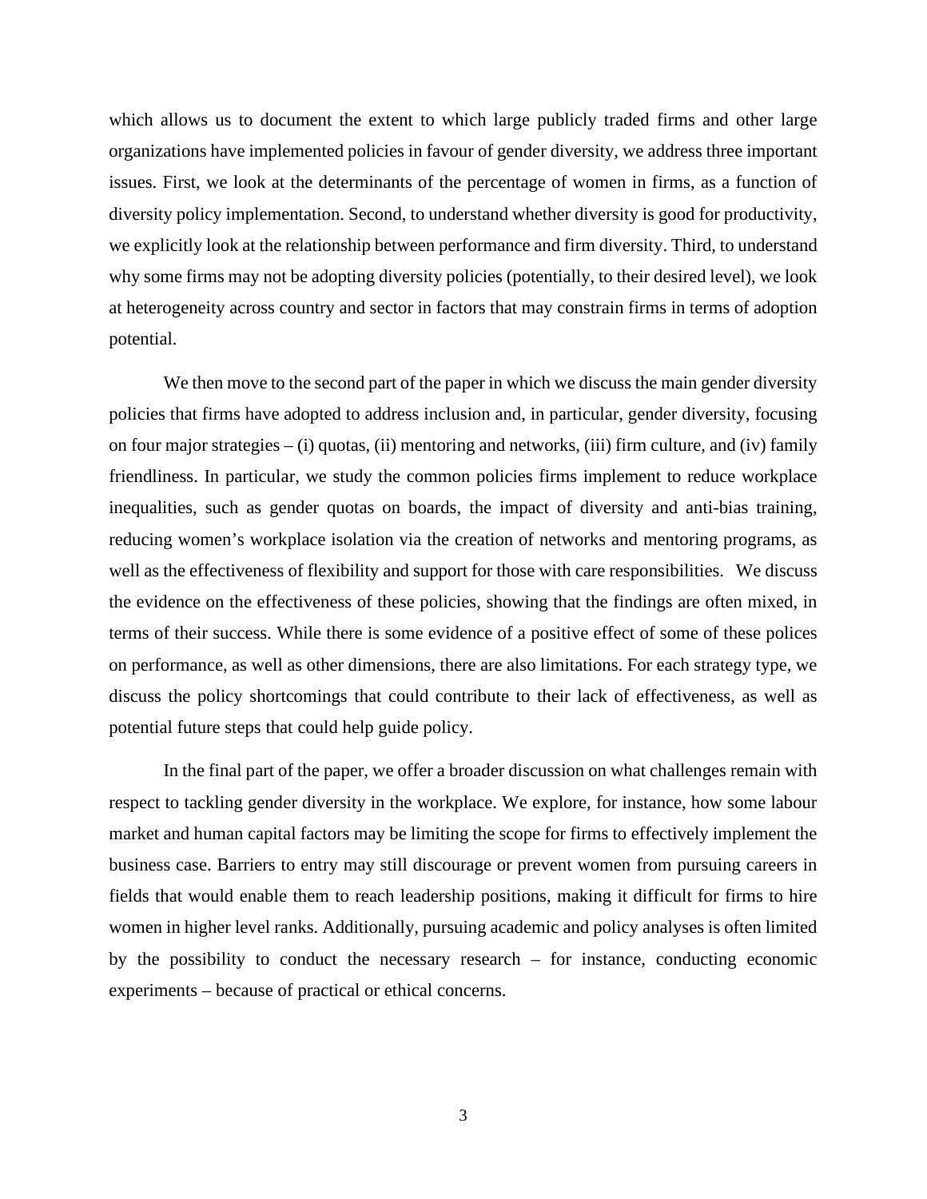which allows us to document the extent to which large publicly traded firms and other large organizations have implemented policies in favour of gender diversity, we address three important issues. First, we look at the determinants of the percentage of women in firms, as a function of diversity policy implementation. Second, to understand whether diversity is good for productivity, we explicitly look at the relationship between performance and firm diversity. Third, to understand why some firms may not be adopting diversity policies (potentially, to their desired level), we look at heterogeneity across country and sector in factors that may constrain firms in terms of adoption potential.

We then move to the second part of the paper in which we discuss the main gender diversity policies that firms have adopted to address inclusion and, in particular, gender diversity, focusing on four major strategies – (i) quotas, (ii) mentoring and networks, (iii) firm culture, and (iv) family friendliness. In particular, we study the common policies firms implement to reduce workplace inequalities, such as gender quotas on boards, the impact of diversity and anti-bias training, reducing women's workplace isolation via the creation of networks and mentoring programs, as well as the effectiveness of flexibility and support for those with care responsibilities. We discuss the evidence on the effectiveness of these policies, showing that the findings are often mixed, in terms of their success. While there is some evidence of a positive effect of some of these polices on performance, as well as other dimensions, there are also limitations. For each strategy type, we discuss the policy shortcomings that could contribute to their lack of effectiveness, as well as potential future steps that could help guide policy.

In the final part of the paper, we offer a broader discussion on what challenges remain with respect to tackling gender diversity in the workplace. We explore, for instance, how some labour market and human capital factors may be limiting the scope for firms to effectively implement the business case. Barriers to entry may still discourage or prevent women from pursuing careers in fields that would enable them to reach leadership positions, making it difficult for firms to hire women in higher level ranks. Additionally, pursuing academic and policy analyses is often limited by the possibility to conduct the necessary research – for instance, conducting economic experiments – because of practical or ethical concerns.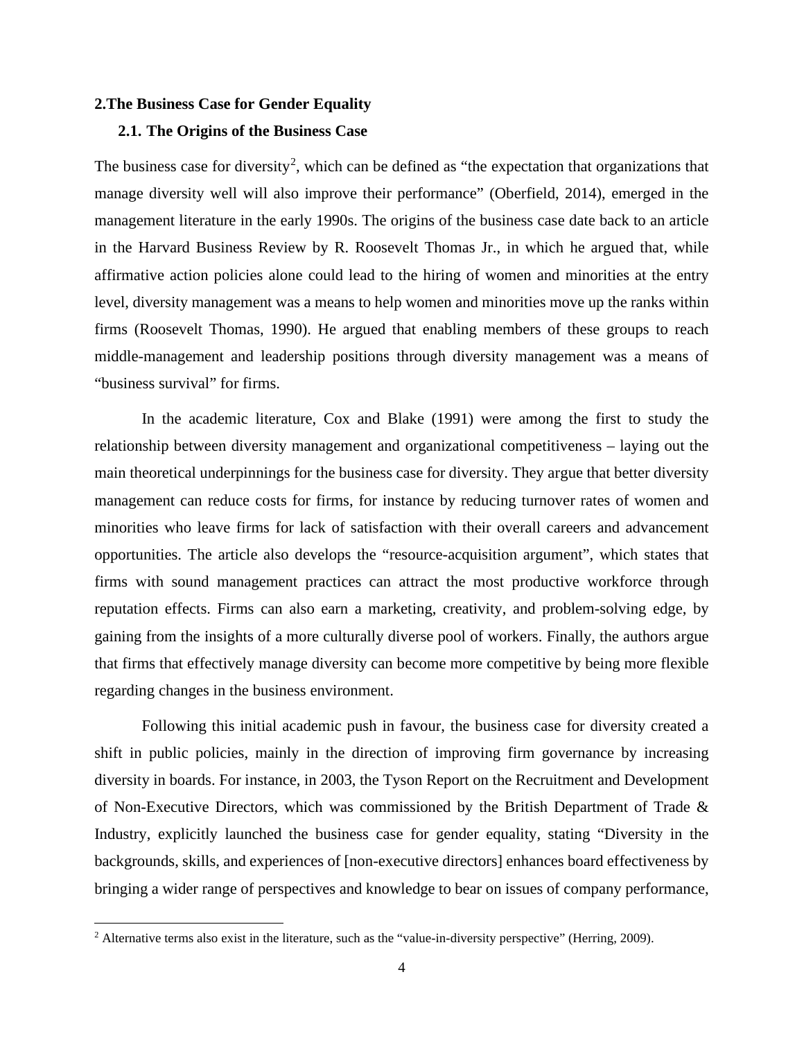## 2.The Business Case for Gender Equality

### 2.1. The Origins of the Business Case

The business case for diversity[2], which can be defined as "the expectation that organizations that manage diversity well will also improve their performance" (Oberfield, 2014), emerged in the management literature in the early 1990s. The origins of the business case date back to an article in the Harvard Business Review by R. Roosevelt Thomas Jr., in which he argued that, while affirmative action policies alone could lead to the hiring of women and minorities at the entry level, diversity management was a means to help women and minorities move up the ranks within firms (Roosevelt Thomas, 1990). He argued that enabling members of these groups to reach middle-management and leadership positions through diversity management was a means of "business survival" for firms.

In the academic literature, Cox and Blake (1991) were among the first to study the relationship between diversity management and organizational competitiveness – laying out the main theoretical underpinnings for the business case for diversity. They argue that better diversity management can reduce costs for firms, for instance by reducing turnover rates of women and minorities who leave firms for lack of satisfaction with their overall careers and advancement opportunities. The article also develops the "resource-acquisition argument", which states that firms with sound management practices can attract the most productive workforce through reputation effects. Firms can also earn a marketing, creativity, and problem-solving edge, by gaining from the insights of a more culturally diverse pool of workers. Finally, the authors argue that firms that effectively manage diversity can become more competitive by being more flexible regarding changes in the business environment.

Following this initial academic push in favour, the business case for diversity created a shift in public policies, mainly in the direction of improving firm governance by increasing diversity in boards. For instance, in 2003, the Tyson Report on the Recruitment and Development of Non-Executive Directors, which was commissioned by the British Department of Trade & Industry, explicitly launched the business case for gender equality, stating "Diversity in the backgrounds, skills, and experiences of [non-executive directors] enhances board effectiveness by bringing a wider range of perspectives and knowledge to bear on issues of company performance,

[2] Alternative terms also exist in the literature, such as the "value-in-diversity perspective" (Herring, 2009).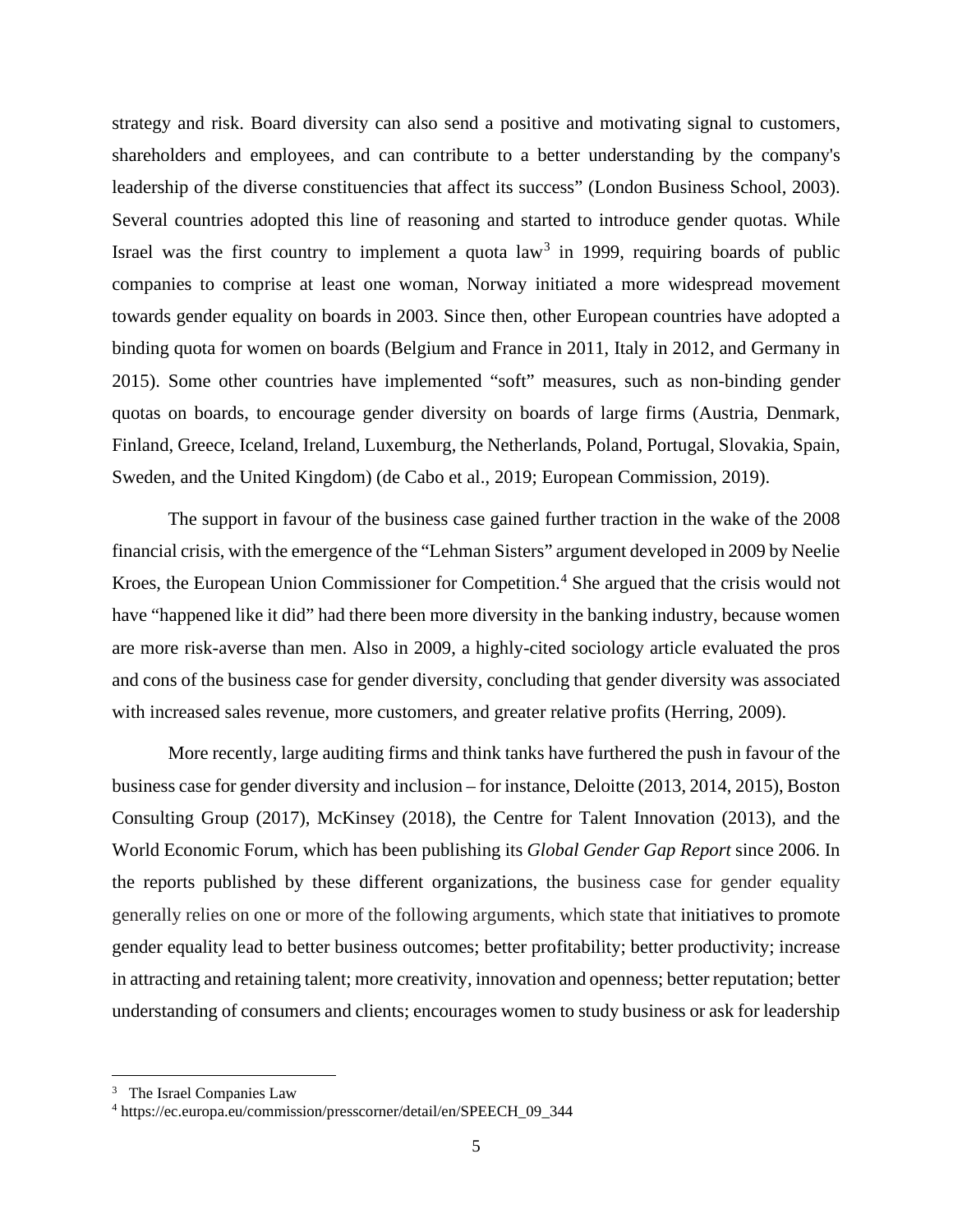strategy and risk. Board diversity can also send a positive and motivating signal to customers, shareholders and employees, and can contribute to a better understanding by the company's leadership of the diverse constituencies that affect its success" (London Business School, 2003). Several countries adopted this line of reasoning and started to introduce gender quotas. While Israel was the first country to implement a quota law[3] in 1999, requiring boards of public companies to comprise at least one woman, Norway initiated a more widespread movement towards gender equality on boards in 2003. Since then, other European countries have adopted a binding quota for women on boards (Belgium and France in 2011, Italy in 2012, and Germany in 2015). Some other countries have implemented "soft" measures, such as non-binding gender quotas on boards, to encourage gender diversity on boards of large firms (Austria, Denmark, Finland, Greece, Iceland, Ireland, Luxemburg, the Netherlands, Poland, Portugal, Slovakia, Spain, Sweden, and the United Kingdom) (de Cabo et al., 2019; European Commission, 2019).

The support in favour of the business case gained further traction in the wake of the 2008 financial crisis, with the emergence of the "Lehman Sisters" argument developed in 2009 by Neelie Kroes, the European Union Commissioner for Competition.[4] She argued that the crisis would not have "happened like it did" had there been more diversity in the banking industry, because women are more risk-averse than men. Also in 2009, a highly-cited sociology article evaluated the pros and cons of the business case for gender diversity, concluding that gender diversity was associated with increased sales revenue, more customers, and greater relative profits (Herring, 2009).

More recently, large auditing firms and think tanks have furthered the push in favour of the business case for gender diversity and inclusion – for instance, Deloitte (2013, 2014, 2015), Boston Consulting Group (2017), McKinsey (2018), the Centre for Talent Innovation (2013), and the World Economic Forum, which has been publishing its *Global Gender Gap Report* since 2006. In the reports published by these different organizations, the business case for gender equality generally relies on one or more of the following arguments, which state that initiatives to promote gender equality lead to better business outcomes; better profitability; better productivity; increase in attracting and retaining talent; more creativity, innovation and openness; better reputation; better understanding of consumers and clients; encourages women to study business or ask for leadership

[3] The Israel Companies Law

[4] https://ec.europa.eu/commission/presscorner/detail/en/SPEECH_09_344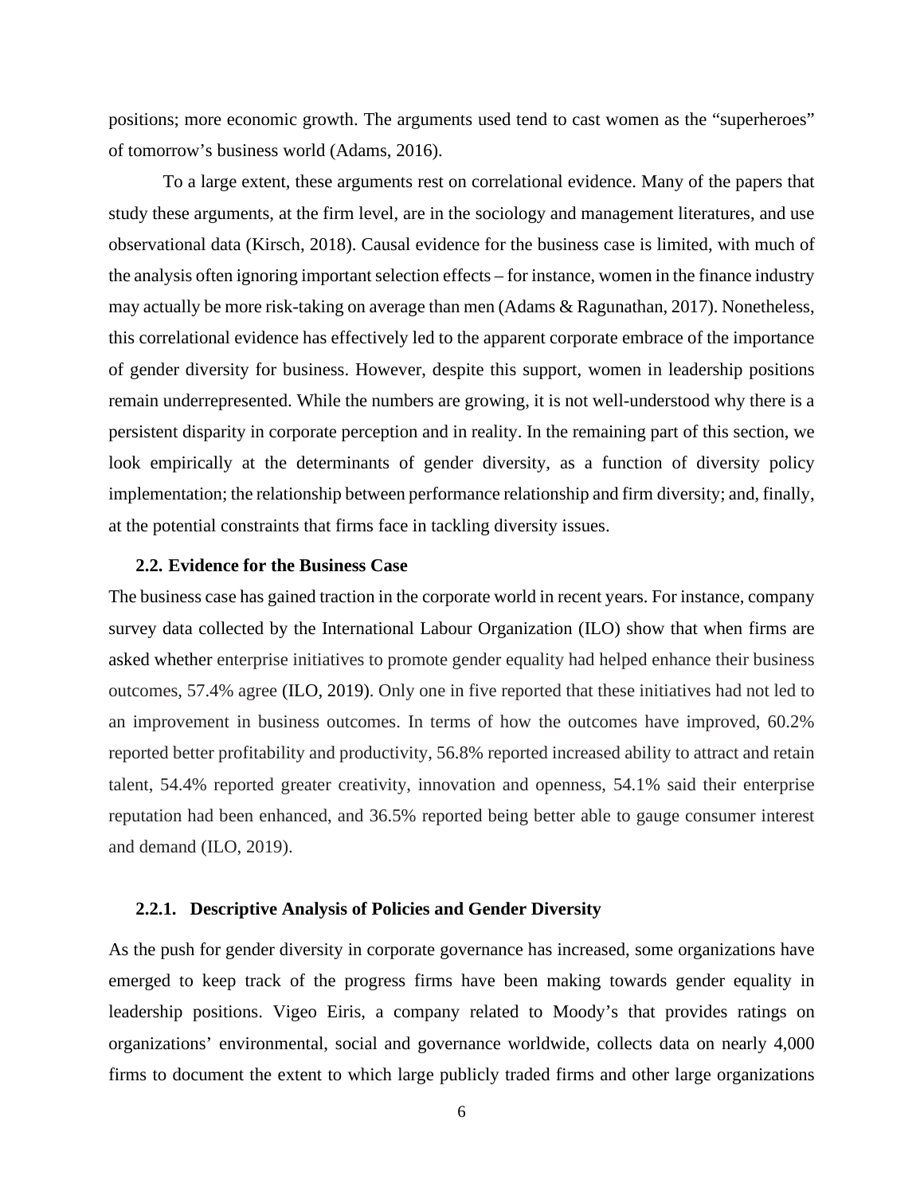positions; more economic growth. The arguments used tend to cast women as the "superheroes" of tomorrow's business world (Adams, 2016).

To a large extent, these arguments rest on correlational evidence. Many of the papers that study these arguments, at the firm level, are in the sociology and management literatures, and use observational data (Kirsch, 2018). Causal evidence for the business case is limited, with much of the analysis often ignoring important selection effects – for instance, women in the finance industry may actually be more risk-taking on average than men (Adams & Ragunathan, 2017). Nonetheless, this correlational evidence has effectively led to the apparent corporate embrace of the importance of gender diversity for business. However, despite this support, women in leadership positions remain underrepresented. While the numbers are growing, it is not well-understood why there is a persistent disparity in corporate perception and in reality. In the remaining part of this section, we look empirically at the determinants of gender diversity, as a function of diversity policy implementation; the relationship between performance relationship and firm diversity; and, finally, at the potential constraints that firms face in tackling diversity issues.

### 2.2. Evidence for the Business Case

The business case has gained traction in the corporate world in recent years. For instance, company survey data collected by the International Labour Organization (ILO) show that when firms are asked whether enterprise initiatives to promote gender equality had helped enhance their business outcomes, 57.4% agree (ILO, 2019). Only one in five reported that these initiatives had not led to an improvement in business outcomes. In terms of how the outcomes have improved, 60.2% reported better profitability and productivity, 56.8% reported increased ability to attract and retain talent, 54.4% reported greater creativity, innovation and openness, 54.1% said their enterprise reputation had been enhanced, and 36.5% reported being better able to gauge consumer interest and demand (ILO, 2019).

#### 2.2.1. Descriptive Analysis of Policies and Gender Diversity

As the push for gender diversity in corporate governance has increased, some organizations have emerged to keep track of the progress firms have been making towards gender equality in leadership positions. Vigeo Eiris, a company related to Moody's that provides ratings on organizations' environmental, social and governance worldwide, collects data on nearly 4,000 firms to document the extent to which large publicly traded firms and other large organizations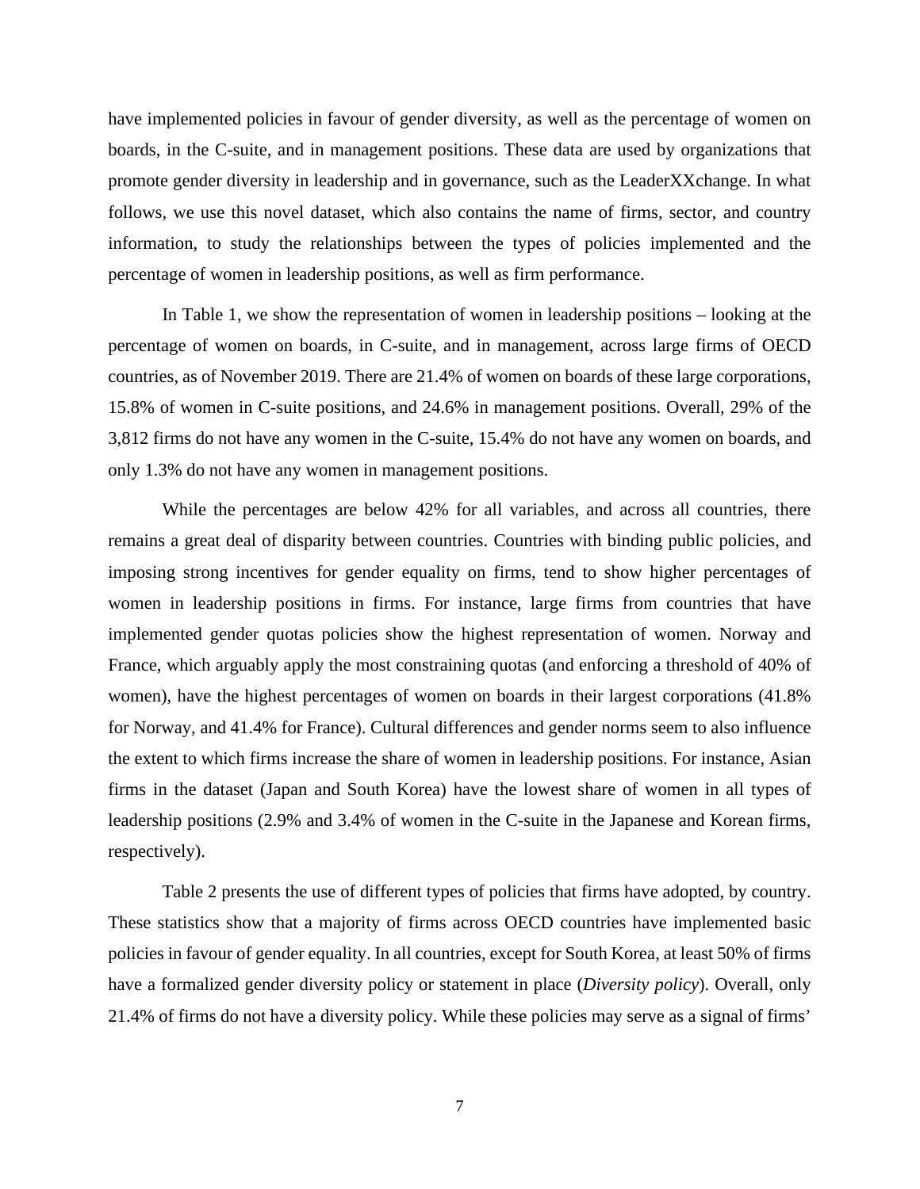have implemented policies in favour of gender diversity, as well as the percentage of women on boards, in the C-suite, and in management positions. These data are used by organizations that promote gender diversity in leadership and in governance, such as the LeaderXXchange. In what follows, we use this novel dataset, which also contains the name of firms, sector, and country information, to study the relationships between the types of policies implemented and the percentage of women in leadership positions, as well as firm performance.

In Table 1, we show the representation of women in leadership positions – looking at the percentage of women on boards, in C-suite, and in management, across large firms of OECD countries, as of November 2019. There are 21.4% of women on boards of these large corporations, 15.8% of women in C-suite positions, and 24.6% in management positions. Overall, 29% of the 3,812 firms do not have any women in the C-suite, 15.4% do not have any women on boards, and only 1.3% do not have any women in management positions.

While the percentages are below 42% for all variables, and across all countries, there remains a great deal of disparity between countries. Countries with binding public policies, and imposing strong incentives for gender equality on firms, tend to show higher percentages of women in leadership positions in firms. For instance, large firms from countries that have implemented gender quotas policies show the highest representation of women. Norway and France, which arguably apply the most constraining quotas (and enforcing a threshold of 40% of women), have the highest percentages of women on boards in their largest corporations (41.8% for Norway, and 41.4% for France). Cultural differences and gender norms seem to also influence the extent to which firms increase the share of women in leadership positions. For instance, Asian firms in the dataset (Japan and South Korea) have the lowest share of women in all types of leadership positions (2.9% and 3.4% of women in the C-suite in the Japanese and Korean firms, respectively).

Table 2 presents the use of different types of policies that firms have adopted, by country. These statistics show that a majority of firms across OECD countries have implemented basic policies in favour of gender equality. In all countries, except for South Korea, at least 50% of firms have a formalized gender diversity policy or statement in place (*Diversity policy*). Overall, only 21.4% of firms do not have a diversity policy. While these policies may serve as a signal of firms'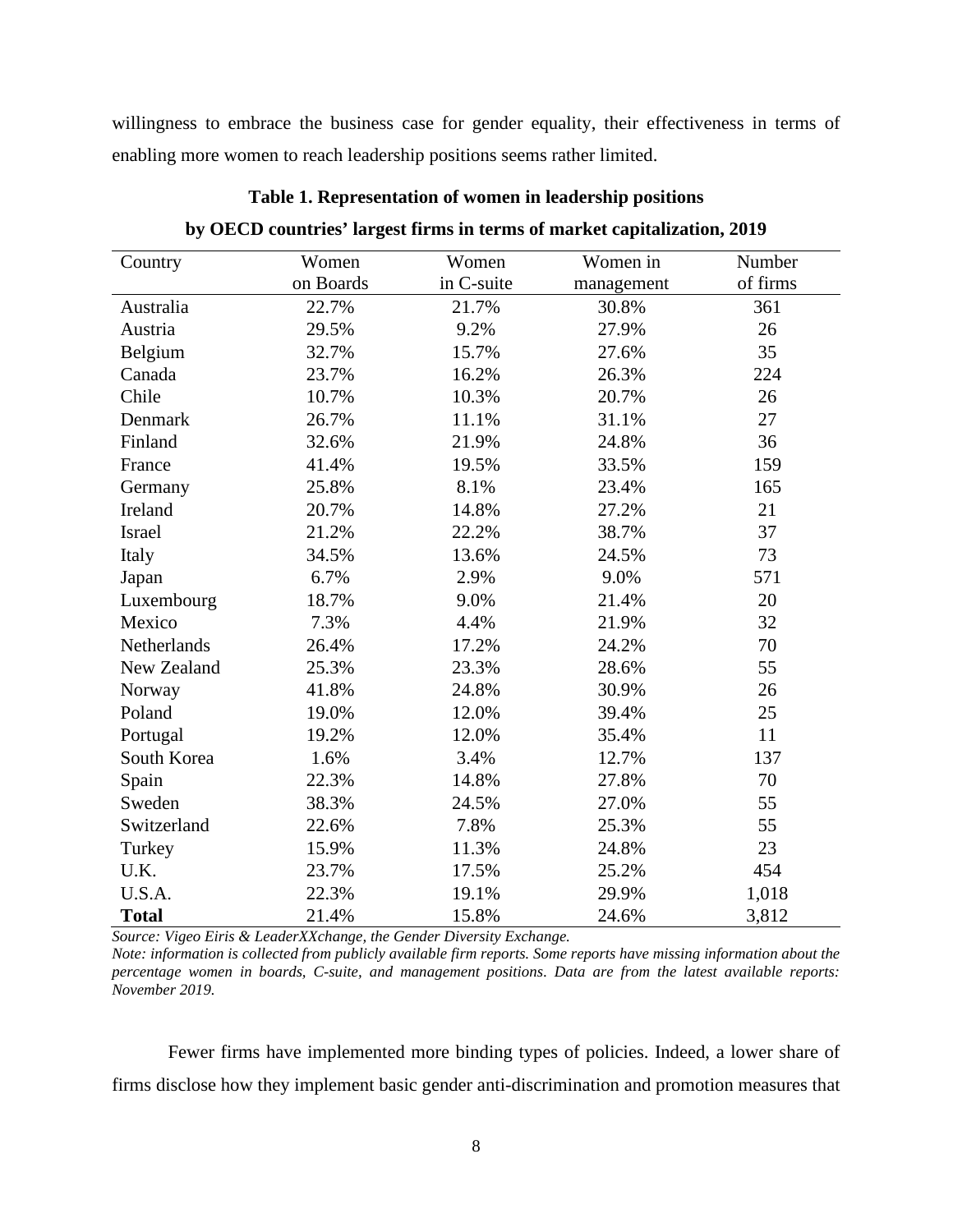willingness to embrace the business case for gender equality, their effectiveness in terms of enabling more women to reach leadership positions seems rather limited.

**Table 1. Representation of women in leadership positions by OECD countries' largest firms in terms of market capitalization, 2019**

| Country | Women on Boards | Women in C-suite | Women in management | Number of firms |
|---|---|---|---|---|
| Australia | 22.7% | 21.7% | 30.8% | 361 |
| Austria | 29.5% | 9.2% | 27.9% | 26 |
| Belgium | 32.7% | 15.7% | 27.6% | 35 |
| Canada | 23.7% | 16.2% | 26.3% | 224 |
| Chile | 10.7% | 10.3% | 20.7% | 26 |
| Denmark | 26.7% | 11.1% | 31.1% | 27 |
| Finland | 32.6% | 21.9% | 24.8% | 36 |
| France | 41.4% | 19.5% | 33.5% | 159 |
| Germany | 25.8% | 8.1% | 23.4% | 165 |
| Ireland | 20.7% | 14.8% | 27.2% | 21 |
| Israel | 21.2% | 22.2% | 38.7% | 37 |
| Italy | 34.5% | 13.6% | 24.5% | 73 |
| Japan | 6.7% | 2.9% | 9.0% | 571 |
| Luxembourg | 18.7% | 9.0% | 21.4% | 20 |
| Mexico | 7.3% | 4.4% | 21.9% | 32 |
| Netherlands | 26.4% | 17.2% | 24.2% | 70 |
| New Zealand | 25.3% | 23.3% | 28.6% | 55 |
| Norway | 41.8% | 24.8% | 30.9% | 26 |
| Poland | 19.0% | 12.0% | 39.4% | 25 |
| Portugal | 19.2% | 12.0% | 35.4% | 11 |
| South Korea | 1.6% | 3.4% | 12.7% | 137 |
| Spain | 22.3% | 14.8% | 27.8% | 70 |
| Sweden | 38.3% | 24.5% | 27.0% | 55 |
| Switzerland | 22.6% | 7.8% | 25.3% | 55 |
| Turkey | 15.9% | 11.3% | 24.8% | 23 |
| U.K. | 23.7% | 17.5% | 25.2% | 454 |
| U.S.A. | 22.3% | 19.1% | 29.9% | 1,018 |
| **Total** | 21.4% | 15.8% | 24.6% | 3,812 |

*Source: Vigeo Eiris & LeaderXXchange, the Gender Diversity Exchange.*

*Note: information is collected from publicly available firm reports. Some reports have missing information about the percentage women in boards, C-suite, and management positions. Data are from the latest available reports: November 2019.*

Fewer firms have implemented more binding types of policies. Indeed, a lower share of firms disclose how they implement basic gender anti-discrimination and promotion measures that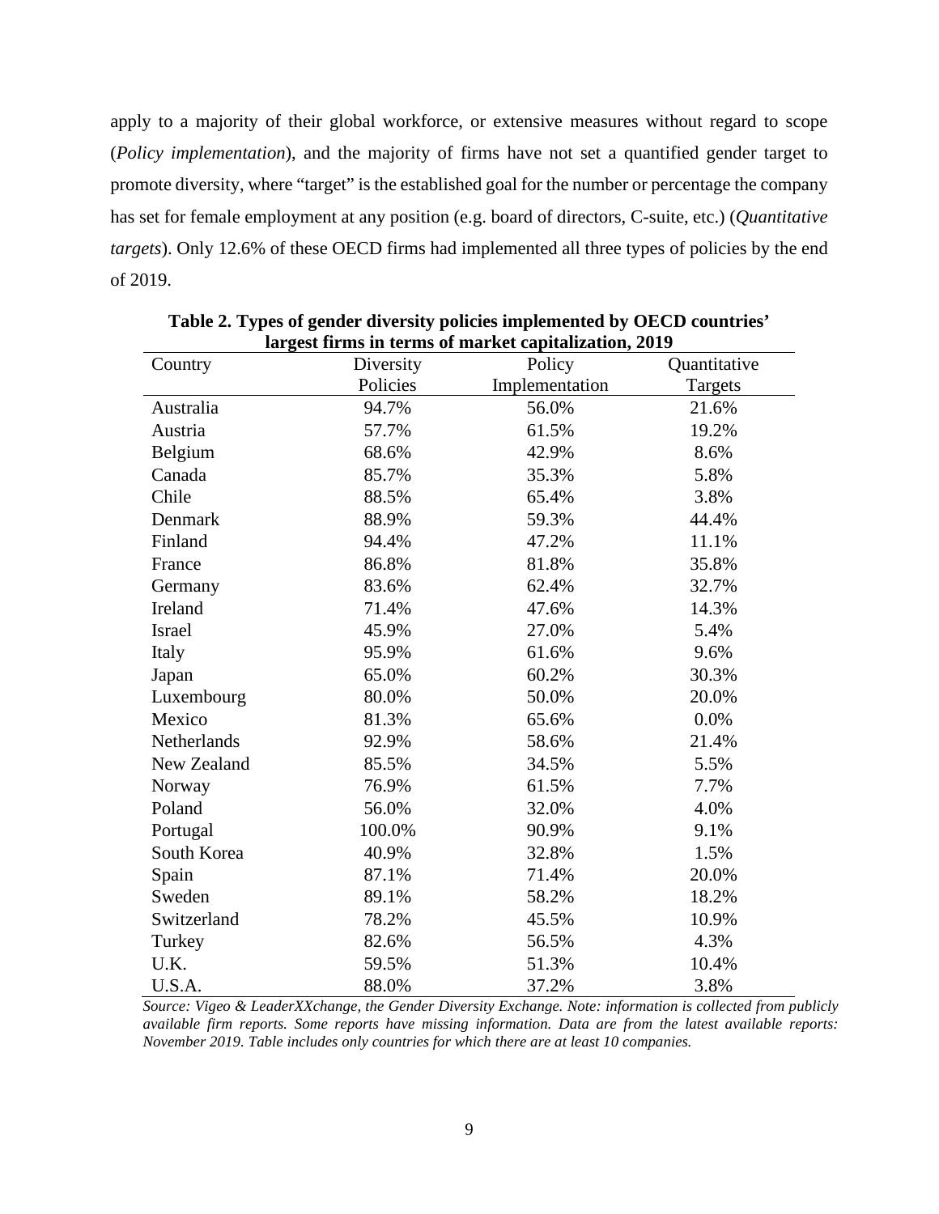apply to a majority of their global workforce, or extensive measures without regard to scope (*Policy implementation*), and the majority of firms have not set a quantified gender target to promote diversity, where "target" is the established goal for the number or percentage the company has set for female employment at any position (e.g. board of directors, C-suite, etc.) (*Quantitative targets*). Only 12.6% of these OECD firms had implemented all three types of policies by the end of 2019.

**Table 2. Types of gender diversity policies implemented by OECD countries' largest firms in terms of market capitalization, 2019**

| Country | Diversity Policies | Policy Implementation | Quantitative Targets |
|---|---|---|---|
| Australia | 94.7% | 56.0% | 21.6% |
| Austria | 57.7% | 61.5% | 19.2% |
| Belgium | 68.6% | 42.9% | 8.6% |
| Canada | 85.7% | 35.3% | 5.8% |
| Chile | 88.5% | 65.4% | 3.8% |
| Denmark | 88.9% | 59.3% | 44.4% |
| Finland | 94.4% | 47.2% | 11.1% |
| France | 86.8% | 81.8% | 35.8% |
| Germany | 83.6% | 62.4% | 32.7% |
| Ireland | 71.4% | 47.6% | 14.3% |
| Israel | 45.9% | 27.0% | 5.4% |
| Italy | 95.9% | 61.6% | 9.6% |
| Japan | 65.0% | 60.2% | 30.3% |
| Luxembourg | 80.0% | 50.0% | 20.0% |
| Mexico | 81.3% | 65.6% | 0.0% |
| Netherlands | 92.9% | 58.6% | 21.4% |
| New Zealand | 85.5% | 34.5% | 5.5% |
| Norway | 76.9% | 61.5% | 7.7% |
| Poland | 56.0% | 32.0% | 4.0% |
| Portugal | 100.0% | 90.9% | 9.1% |
| South Korea | 40.9% | 32.8% | 1.5% |
| Spain | 87.1% | 71.4% | 20.0% |
| Sweden | 89.1% | 58.2% | 18.2% |
| Switzerland | 78.2% | 45.5% | 10.9% |
| Turkey | 82.6% | 56.5% | 4.3% |
| U.K. | 59.5% | 51.3% | 10.4% |
| U.S.A. | 88.0% | 37.2% | 3.8% |

*Source: Vigeo & LeaderXXchange, the Gender Diversity Exchange. Note: information is collected from publicly available firm reports. Some reports have missing information. Data are from the latest available reports: November 2019. Table includes only countries for which there are at least 10 companies.*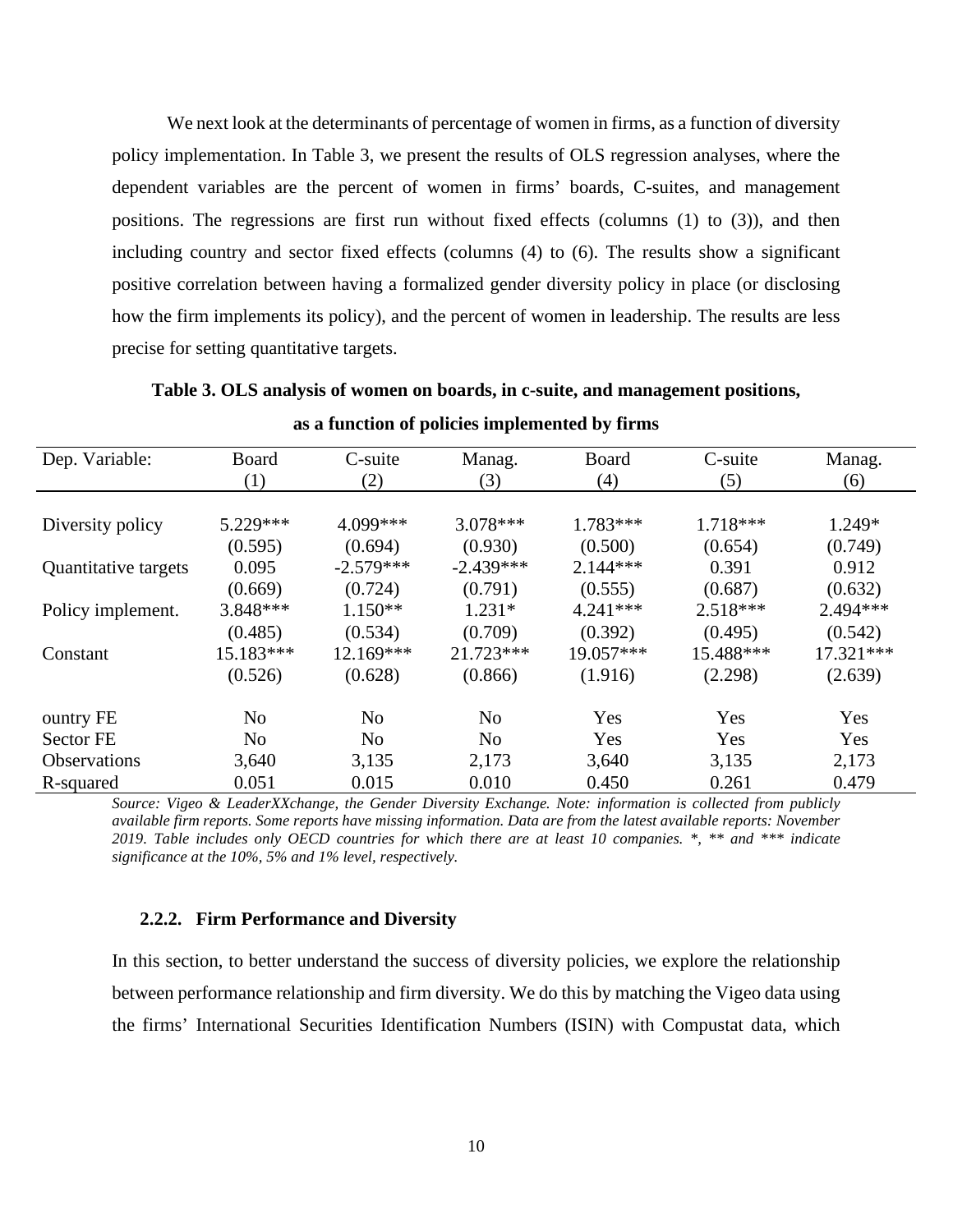We next look at the determinants of percentage of women in firms, as a function of diversity policy implementation. In Table 3, we present the results of OLS regression analyses, where the dependent variables are the percent of women in firms' boards, C-suites, and management positions. The regressions are first run without fixed effects (columns (1) to (3)), and then including country and sector fixed effects (columns (4) to (6). The results show a significant positive correlation between having a formalized gender diversity policy in place (or disclosing how the firm implements its policy), and the percent of women in leadership. The results are less precise for setting quantitative targets.

**Table 3. OLS analysis of women on boards, in c-suite, and management positions, as a function of policies implemented by firms**

| Dep. Variable: | Board<br>(1) | C-suite<br>(2) | Manag.<br>(3) | Board<br>(4) | C-suite<br>(5) | Manag.<br>(6) |
|---|---|---|---|---|---|---|
| Diversity policy | 5.229*** | 4.099*** | 3.078*** | 1.783*** | 1.718*** | 1.249* |
| | (0.595) | (0.694) | (0.930) | (0.500) | (0.654) | (0.749) |
| Quantitative targets | 0.095 | -2.579*** | -2.439*** | 2.144*** | 0.391 | 0.912 |
| | (0.669) | (0.724) | (0.791) | (0.555) | (0.687) | (0.632) |
| Policy implement. | 3.848*** | 1.150** | 1.231* | 4.241*** | 2.518*** | 2.494*** |
| | (0.485) | (0.534) | (0.709) | (0.392) | (0.495) | (0.542) |
| Constant | 15.183*** | 12.169*** | 21.723*** | 19.057*** | 15.488*** | 17.321*** |
| | (0.526) | (0.628) | (0.866) | (1.916) | (2.298) | (2.639) |
| ountry FE | No | No | No | Yes | Yes | Yes |
| Sector FE | No | No | No | Yes | Yes | Yes |
| Observations | 3,640 | 3,135 | 2,173 | 3,640 | 3,135 | 2,173 |
| R-squared | 0.051 | 0.015 | 0.010 | 0.450 | 0.261 | 0.479 |

*Source: Vigeo & LeaderXXchange, the Gender Diversity Exchange. Note: information is collected from publicly available firm reports. Some reports have missing information. Data are from the latest available reports: November 2019. Table includes only OECD countries for which there are at least 10 companies. *, ** and *** indicate significance at the 10%, 5% and 1% level, respectively.*

### 2.2.2. Firm Performance and Diversity

In this section, to better understand the success of diversity policies, we explore the relationship between performance relationship and firm diversity. We do this by matching the Vigeo data using the firms' International Securities Identification Numbers (ISIN) with Compustat data, which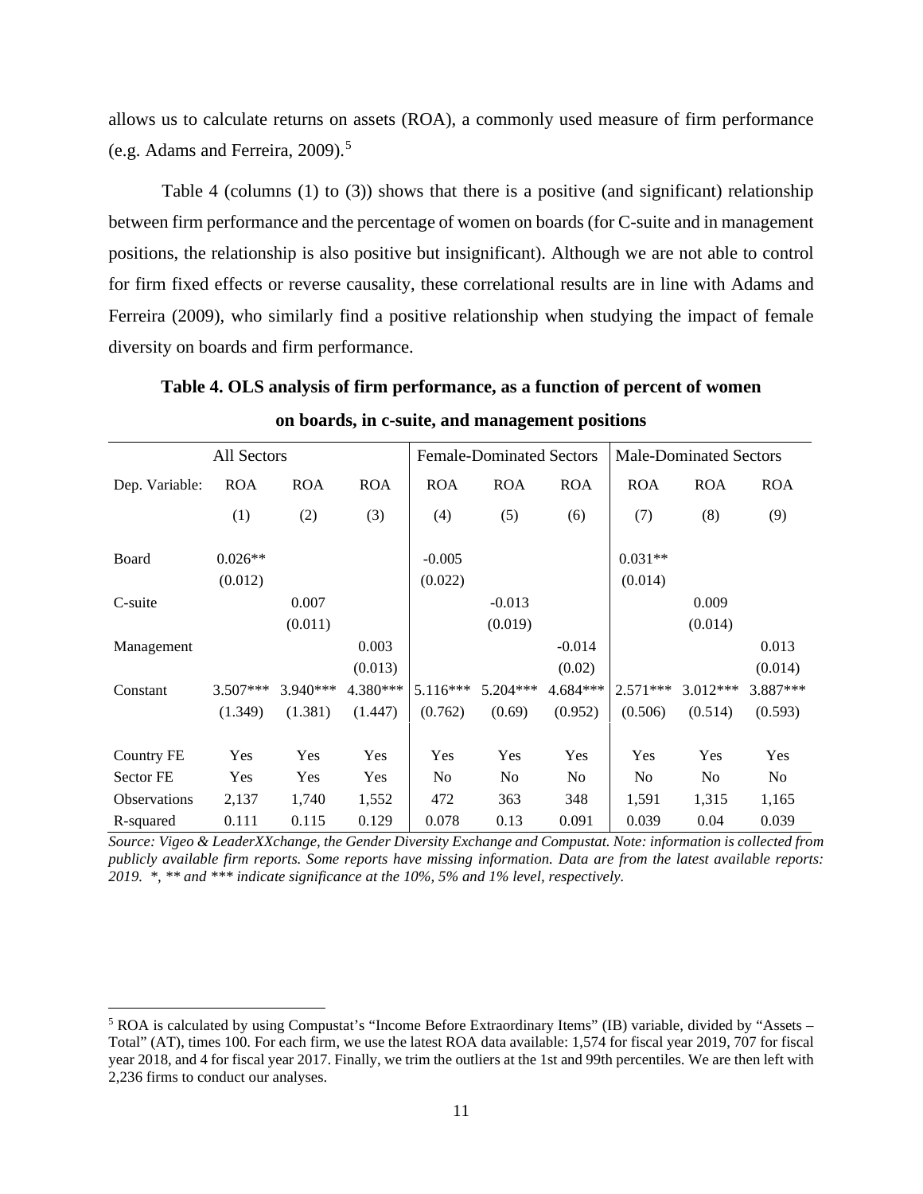allows us to calculate returns on assets (ROA), a commonly used measure of firm performance (e.g. Adams and Ferreira, 2009).[5]

Table 4 (columns (1) to (3)) shows that there is a positive (and significant) relationship between firm performance and the percentage of women on boards (for C-suite and in management positions, the relationship is also positive but insignificant). Although we are not able to control for firm fixed effects or reverse causality, these correlational results are in line with Adams and Ferreira (2009), who similarly find a positive relationship when studying the impact of female diversity on boards and firm performance.

**Table 4. OLS analysis of firm performance, as a function of percent of women on boards, in c-suite, and management positions**

| | All Sectors | | | Female-Dominated Sectors | | | Male-Dominated Sectors | | |
|---|---|---|---|---|---|---|---|---|---|
| Dep. Variable: | ROA | ROA | ROA | ROA | ROA | ROA | ROA | ROA | ROA |
| | (1) | (2) | (3) | (4) | (5) | (6) | (7) | (8) | (9) |
| Board | 0.026** | | | -0.005 | | | 0.031** | | |
| | (0.012) | | | (0.022) | | | (0.014) | | |
| C-suite | | 0.007 | | | -0.013 | | | 0.009 | |
| | | (0.011) | | | (0.019) | | | (0.014) | |
| Management | | | 0.003 | | | -0.014 | | | 0.013 |
| | | | (0.013) | | | (0.02) | | | (0.014) |
| Constant | 3.507*** | 3.940*** | 4.380*** | 5.116*** | 5.204*** | 4.684*** | 2.571*** | 3.012*** | 3.887*** |
| | (1.349) | (1.381) | (1.447) | (0.762) | (0.69) | (0.952) | (0.506) | (0.514) | (0.593) |
| Country FE | Yes | Yes | Yes | Yes | Yes | Yes | Yes | Yes | Yes |
| Sector FE | Yes | Yes | Yes | No | No | No | No | No | No |
| Observations | 2,137 | 1,740 | 1,552 | 472 | 363 | 348 | 1,591 | 1,315 | 1,165 |
| R-squared | 0.111 | 0.115 | 0.129 | 0.078 | 0.13 | 0.091 | 0.039 | 0.04 | 0.039 |

*Source: Vigeo & LeaderXXchange, the Gender Diversity Exchange and Compustat. Note: information is collected from publicly available firm reports. Some reports have missing information. Data are from the latest available reports: 2019. *, ** and *** indicate significance at the 10%, 5% and 1% level, respectively.*

[5] ROA is calculated by using Compustat's "Income Before Extraordinary Items" (IB) variable, divided by "Assets – Total" (AT), times 100. For each firm, we use the latest ROA data available: 1,574 for fiscal year 2019, 707 for fiscal year 2018, and 4 for fiscal year 2017. Finally, we trim the outliers at the 1st and 99th percentiles. We are then left with 2,236 firms to conduct our analyses.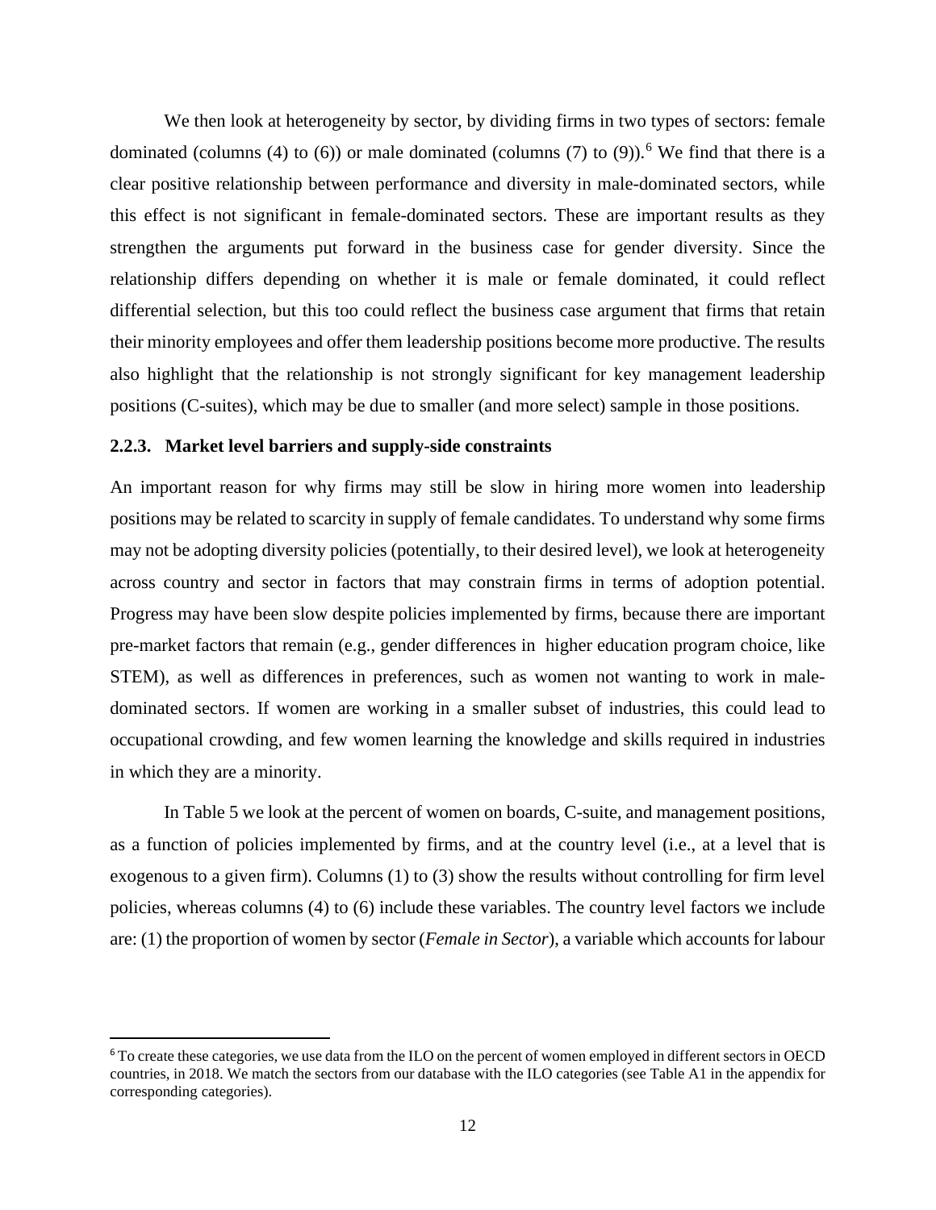We then look at heterogeneity by sector, by dividing firms in two types of sectors: female dominated (columns (4) to (6)) or male dominated (columns (7) to (9)).[6] We find that there is a clear positive relationship between performance and diversity in male-dominated sectors, while this effect is not significant in female-dominated sectors. These are important results as they strengthen the arguments put forward in the business case for gender diversity. Since the relationship differs depending on whether it is male or female dominated, it could reflect differential selection, but this too could reflect the business case argument that firms that retain their minority employees and offer them leadership positions become more productive. The results also highlight that the relationship is not strongly significant for key management leadership positions (C-suites), which may be due to smaller (and more select) sample in those positions.

### 2.2.3. Market level barriers and supply-side constraints

An important reason for why firms may still be slow in hiring more women into leadership positions may be related to scarcity in supply of female candidates. To understand why some firms may not be adopting diversity policies (potentially, to their desired level), we look at heterogeneity across country and sector in factors that may constrain firms in terms of adoption potential. Progress may have been slow despite policies implemented by firms, because there are important pre-market factors that remain (e.g., gender differences in higher education program choice, like STEM), as well as differences in preferences, such as women not wanting to work in male-dominated sectors. If women are working in a smaller subset of industries, this could lead to occupational crowding, and few women learning the knowledge and skills required in industries in which they are a minority.

In Table 5 we look at the percent of women on boards, C-suite, and management positions, as a function of policies implemented by firms, and at the country level (i.e., at a level that is exogenous to a given firm). Columns (1) to (3) show the results without controlling for firm level policies, whereas columns (4) to (6) include these variables. The country level factors we include are: (1) the proportion of women by sector (*Female in Sector*), a variable which accounts for labour

[6] To create these categories, we use data from the ILO on the percent of women employed in different sectors in OECD countries, in 2018. We match the sectors from our database with the ILO categories (see Table A1 in the appendix for corresponding categories).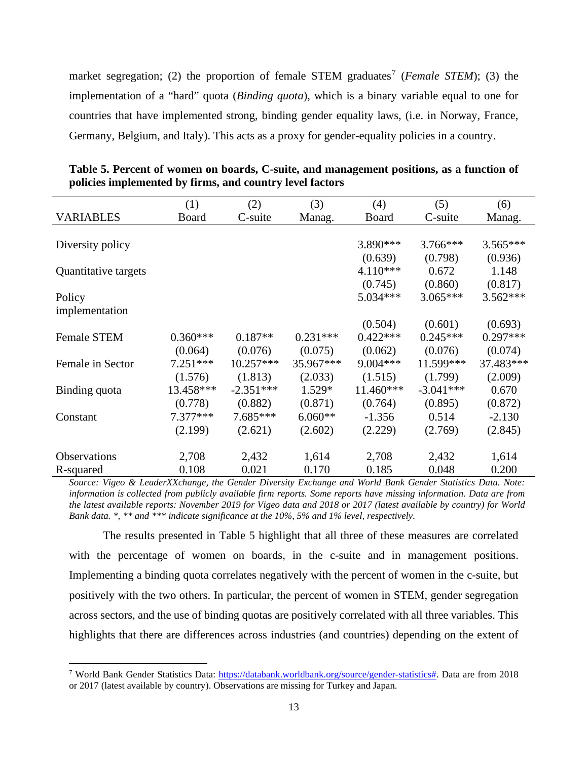market segregation; (2) the proportion of female STEM graduates[7] (*Female STEM*); (3) the implementation of a "hard" quota (*Binding quota*), which is a binary variable equal to one for countries that have implemented strong, binding gender equality laws, (i.e. in Norway, France, Germany, Belgium, and Italy). This acts as a proxy for gender-equality policies in a country.

**Table 5. Percent of women on boards, C-suite, and management positions, as a function of policies implemented by firms, and country level factors**

| VARIABLES | (1) Board | (2) C-suite | (3) Manag. | (4) Board | (5) C-suite | (6) Manag. |
|---|---|---|---|---|---|---|
| Diversity policy | | | | 3.890*** | 3.766*** | 3.565*** |
| | | | | (0.639) | (0.798) | (0.936) |
| Quantitative targets | | | | 4.110*** | 0.672 | 1.148 |
| | | | | (0.745) | (0.860) | (0.817) |
| Policy implementation | | | | 5.034*** | 3.065*** | 3.562*** |
| | | | | (0.504) | (0.601) | (0.693) |
| Female STEM | 0.360*** | 0.187** | 0.231*** | 0.422*** | 0.245*** | 0.297*** |
| | (0.064) | (0.076) | (0.075) | (0.062) | (0.076) | (0.074) |
| Female in Sector | 7.251*** | 10.257*** | 35.967*** | 9.004*** | 11.599*** | 37.483*** |
| | (1.576) | (1.813) | (2.033) | (1.515) | (1.799) | (2.009) |
| Binding quota | 13.458*** | -2.351*** | 1.529* | 11.460*** | -3.041*** | 0.670 |
| | (0.778) | (0.882) | (0.871) | (0.764) | (0.895) | (0.872) |
| Constant | 7.377*** | 7.685*** | 6.060** | -1.356 | 0.514 | -2.130 |
| | (2.199) | (2.621) | (2.602) | (2.229) | (2.769) | (2.845) |
| Observations | 2,708 | 2,432 | 1,614 | 2,708 | 2,432 | 1,614 |
| R-squared | 0.108 | 0.021 | 0.170 | 0.185 | 0.048 | 0.200 |

*Source: Vigeo & LeaderXXchange, the Gender Diversity Exchange and World Bank Gender Statistics Data. Note: information is collected from publicly available firm reports. Some reports have missing information. Data are from the latest available reports: November 2019 for Vigeo data and 2018 or 2017 (latest available by country) for World Bank data. *, ** and *** indicate significance at the 10%, 5% and 1% level, respectively.*

The results presented in Table 5 highlight that all three of these measures are correlated with the percentage of women on boards, in the c-suite and in management positions. Implementing a binding quota correlates negatively with the percent of women in the c-suite, but positively with the two others. In particular, the percent of women in STEM, gender segregation across sectors, and the use of binding quotas are positively correlated with all three variables. This highlights that there are differences across industries (and countries) depending on the extent of

[7] World Bank Gender Statistics Data: https://databank.worldbank.org/source/gender-statistics#. Data are from 2018 or 2017 (latest available by country). Observations are missing for Turkey and Japan.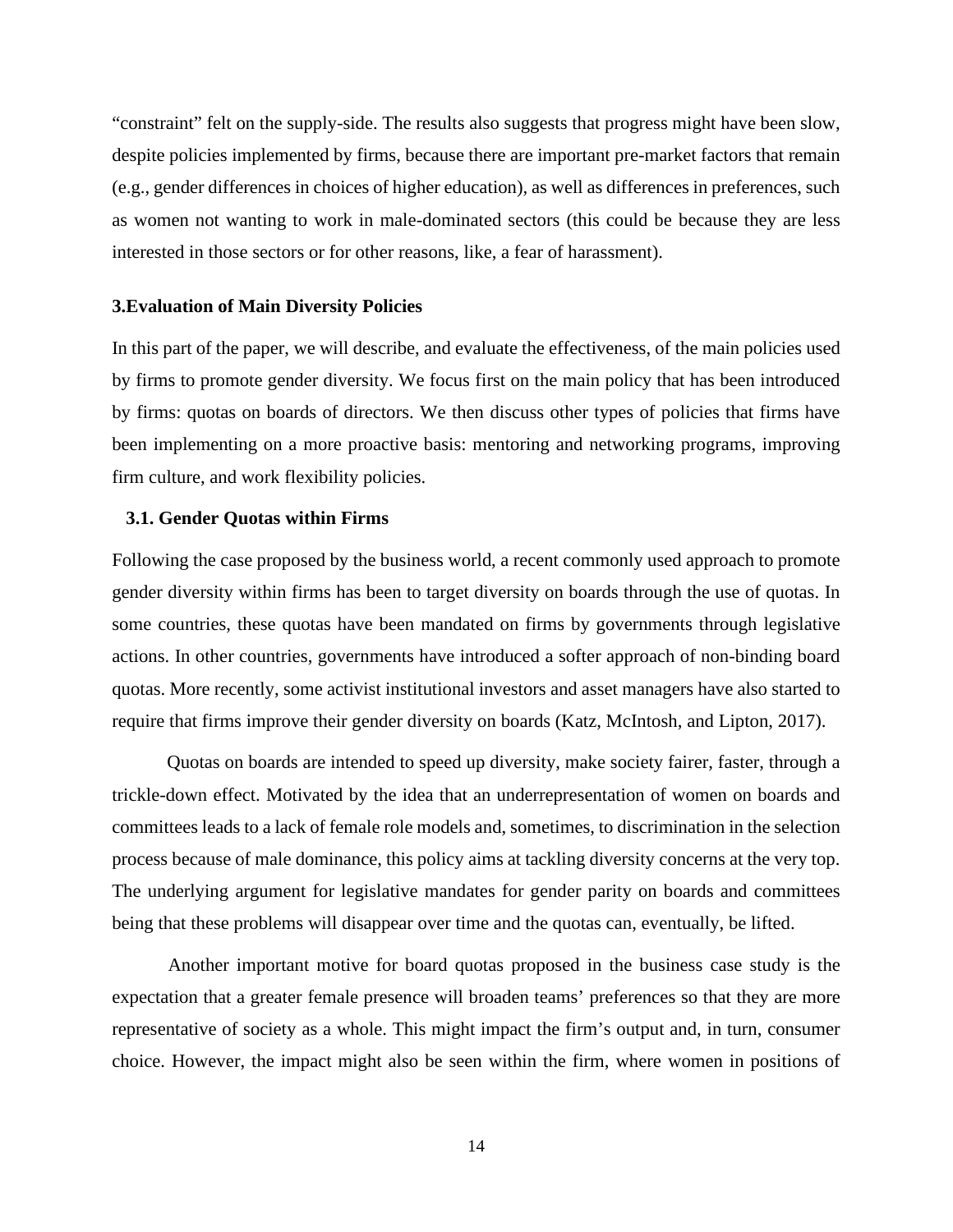"constraint" felt on the supply-side. The results also suggests that progress might have been slow, despite policies implemented by firms, because there are important pre-market factors that remain (e.g., gender differences in choices of higher education), as well as differences in preferences, such as women not wanting to work in male-dominated sectors (this could be because they are less interested in those sectors or for other reasons, like, a fear of harassment).

## 3.Evaluation of Main Diversity Policies

In this part of the paper, we will describe, and evaluate the effectiveness, of the main policies used by firms to promote gender diversity. We focus first on the main policy that has been introduced by firms: quotas on boards of directors. We then discuss other types of policies that firms have been implementing on a more proactive basis: mentoring and networking programs, improving firm culture, and work flexibility policies.

### 3.1. Gender Quotas within Firms

Following the case proposed by the business world, a recent commonly used approach to promote gender diversity within firms has been to target diversity on boards through the use of quotas. In some countries, these quotas have been mandated on firms by governments through legislative actions. In other countries, governments have introduced a softer approach of non-binding board quotas. More recently, some activist institutional investors and asset managers have also started to require that firms improve their gender diversity on boards (Katz, McIntosh, and Lipton, 2017).

Quotas on boards are intended to speed up diversity, make society fairer, faster, through a trickle-down effect. Motivated by the idea that an underrepresentation of women on boards and committees leads to a lack of female role models and, sometimes, to discrimination in the selection process because of male dominance, this policy aims at tackling diversity concerns at the very top. The underlying argument for legislative mandates for gender parity on boards and committees being that these problems will disappear over time and the quotas can, eventually, be lifted.

Another important motive for board quotas proposed in the business case study is the expectation that a greater female presence will broaden teams' preferences so that they are more representative of society as a whole. This might impact the firm's output and, in turn, consumer choice. However, the impact might also be seen within the firm, where women in positions of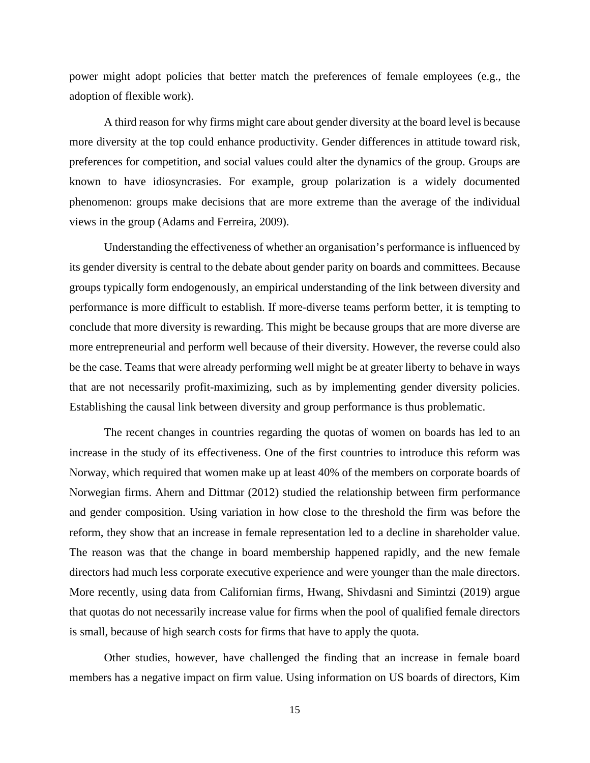power might adopt policies that better match the preferences of female employees (e.g., the adoption of flexible work).

A third reason for why firms might care about gender diversity at the board level is because more diversity at the top could enhance productivity. Gender differences in attitude toward risk, preferences for competition, and social values could alter the dynamics of the group. Groups are known to have idiosyncrasies. For example, group polarization is a widely documented phenomenon: groups make decisions that are more extreme than the average of the individual views in the group (Adams and Ferreira, 2009).

Understanding the effectiveness of whether an organisation's performance is influenced by its gender diversity is central to the debate about gender parity on boards and committees. Because groups typically form endogenously, an empirical understanding of the link between diversity and performance is more difficult to establish. If more-diverse teams perform better, it is tempting to conclude that more diversity is rewarding. This might be because groups that are more diverse are more entrepreneurial and perform well because of their diversity. However, the reverse could also be the case. Teams that were already performing well might be at greater liberty to behave in ways that are not necessarily profit-maximizing, such as by implementing gender diversity policies. Establishing the causal link between diversity and group performance is thus problematic.

The recent changes in countries regarding the quotas of women on boards has led to an increase in the study of its effectiveness. One of the first countries to introduce this reform was Norway, which required that women make up at least 40% of the members on corporate boards of Norwegian firms. Ahern and Dittmar (2012) studied the relationship between firm performance and gender composition. Using variation in how close to the threshold the firm was before the reform, they show that an increase in female representation led to a decline in shareholder value. The reason was that the change in board membership happened rapidly, and the new female directors had much less corporate executive experience and were younger than the male directors. More recently, using data from Californian firms, Hwang, Shivdasni and Simintzi (2019) argue that quotas do not necessarily increase value for firms when the pool of qualified female directors is small, because of high search costs for firms that have to apply the quota.

Other studies, however, have challenged the finding that an increase in female board members has a negative impact on firm value. Using information on US boards of directors, Kim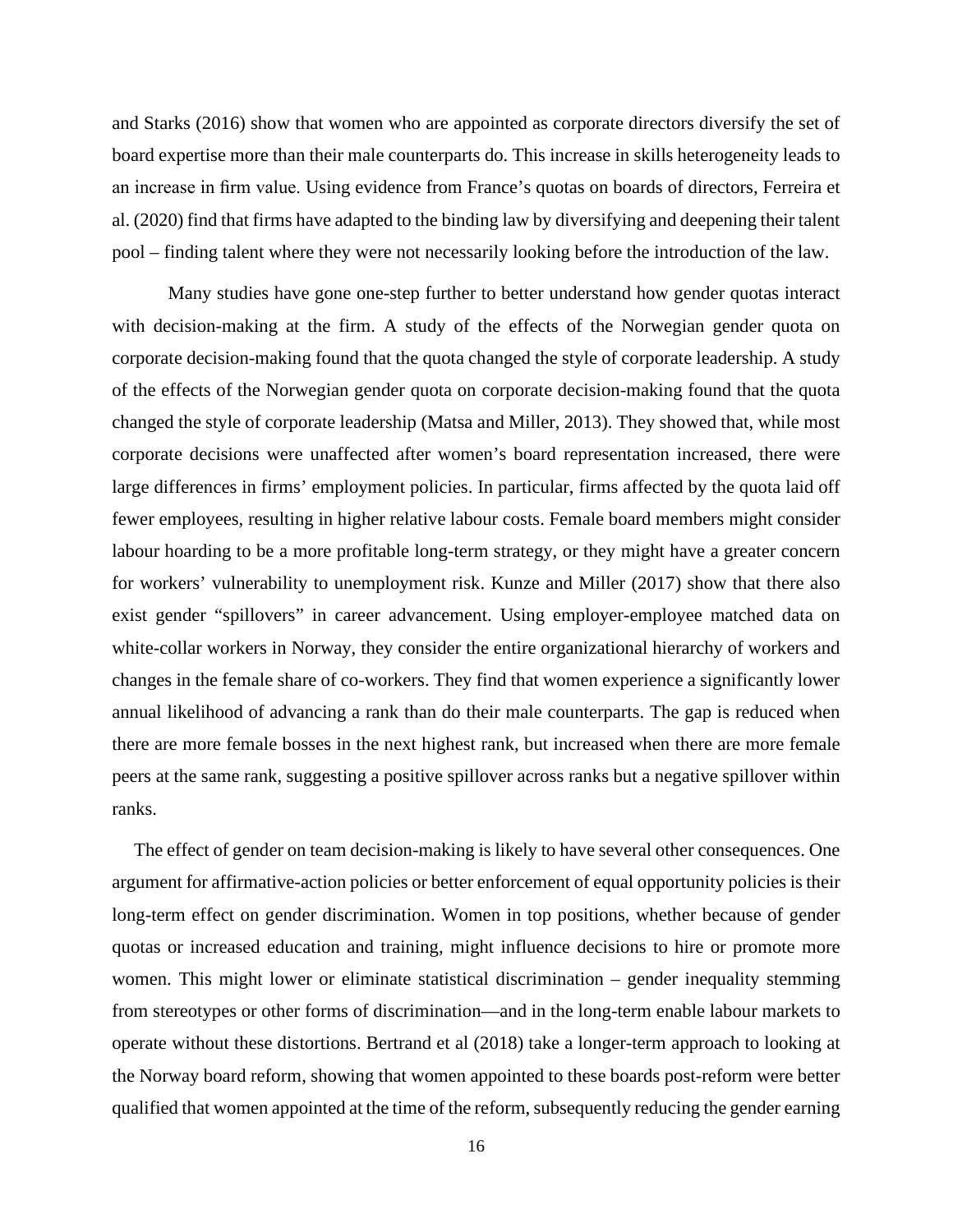and Starks (2016) show that women who are appointed as corporate directors diversify the set of board expertise more than their male counterparts do. This increase in skills heterogeneity leads to an increase in firm value. Using evidence from France's quotas on boards of directors, Ferreira et al. (2020) find that firms have adapted to the binding law by diversifying and deepening their talent pool – finding talent where they were not necessarily looking before the introduction of the law.

Many studies have gone one-step further to better understand how gender quotas interact with decision-making at the firm. A study of the effects of the Norwegian gender quota on corporate decision-making found that the quota changed the style of corporate leadership. A study of the effects of the Norwegian gender quota on corporate decision-making found that the quota changed the style of corporate leadership (Matsa and Miller, 2013). They showed that, while most corporate decisions were unaffected after women's board representation increased, there were large differences in firms' employment policies. In particular, firms affected by the quota laid off fewer employees, resulting in higher relative labour costs. Female board members might consider labour hoarding to be a more profitable long-term strategy, or they might have a greater concern for workers' vulnerability to unemployment risk. Kunze and Miller (2017) show that there also exist gender "spillovers" in career advancement. Using employer-employee matched data on white-collar workers in Norway, they consider the entire organizational hierarchy of workers and changes in the female share of co-workers. They find that women experience a significantly lower annual likelihood of advancing a rank than do their male counterparts. The gap is reduced when there are more female bosses in the next highest rank, but increased when there are more female peers at the same rank, suggesting a positive spillover across ranks but a negative spillover within ranks.

The effect of gender on team decision-making is likely to have several other consequences. One argument for affirmative-action policies or better enforcement of equal opportunity policies is their long-term effect on gender discrimination. Women in top positions, whether because of gender quotas or increased education and training, might influence decisions to hire or promote more women. This might lower or eliminate statistical discrimination – gender inequality stemming from stereotypes or other forms of discrimination—and in the long-term enable labour markets to operate without these distortions. Bertrand et al (2018) take a longer-term approach to looking at the Norway board reform, showing that women appointed to these boards post-reform were better qualified that women appointed at the time of the reform, subsequently reducing the gender earning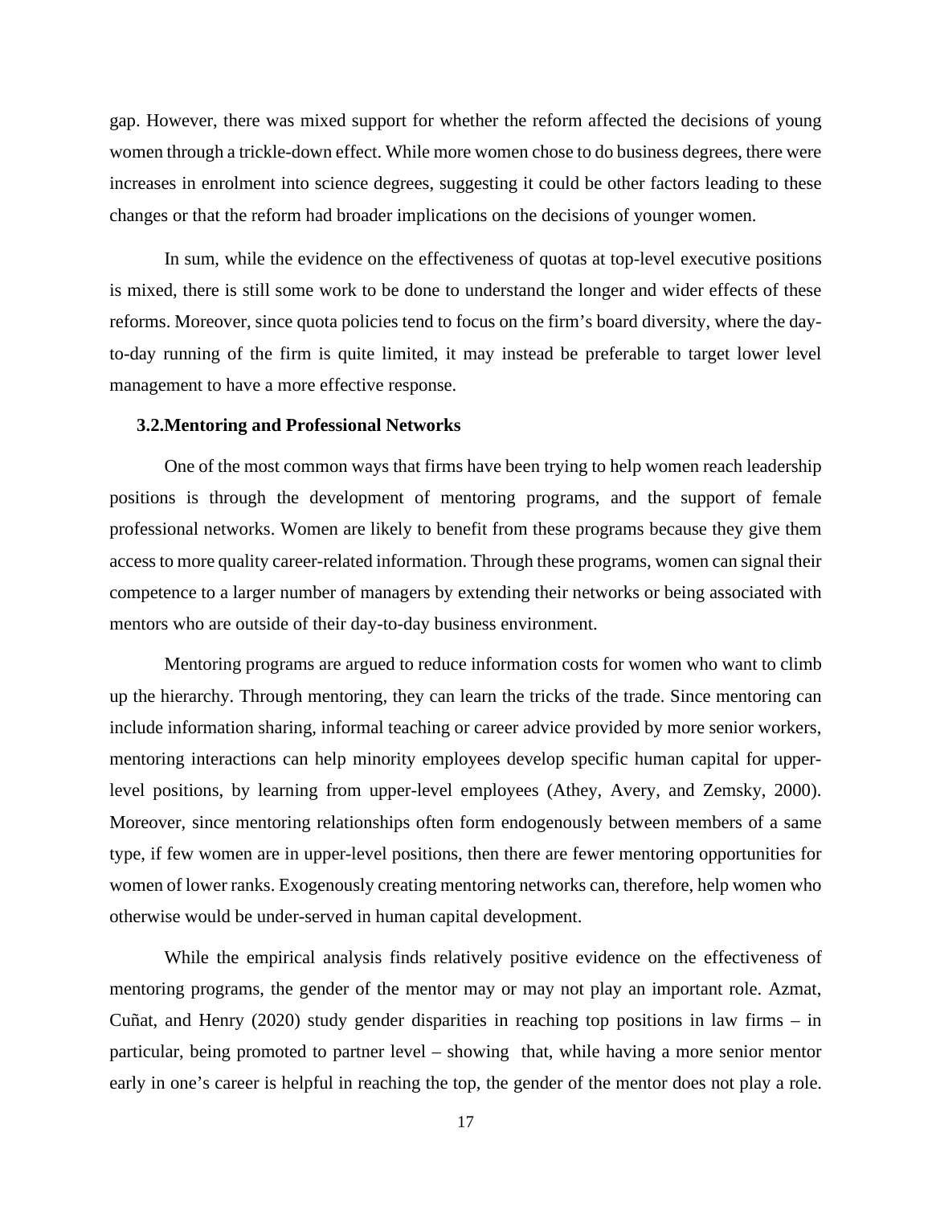gap. However, there was mixed support for whether the reform affected the decisions of young women through a trickle-down effect. While more women chose to do business degrees, there were increases in enrolment into science degrees, suggesting it could be other factors leading to these changes or that the reform had broader implications on the decisions of younger women.

In sum, while the evidence on the effectiveness of quotas at top-level executive positions is mixed, there is still some work to be done to understand the longer and wider effects of these reforms. Moreover, since quota policies tend to focus on the firm's board diversity, where the day-to-day running of the firm is quite limited, it may instead be preferable to target lower level management to have a more effective response.

### 3.2. Mentoring and Professional Networks

One of the most common ways that firms have been trying to help women reach leadership positions is through the development of mentoring programs, and the support of female professional networks. Women are likely to benefit from these programs because they give them access to more quality career-related information. Through these programs, women can signal their competence to a larger number of managers by extending their networks or being associated with mentors who are outside of their day-to-day business environment.

Mentoring programs are argued to reduce information costs for women who want to climb up the hierarchy. Through mentoring, they can learn the tricks of the trade. Since mentoring can include information sharing, informal teaching or career advice provided by more senior workers, mentoring interactions can help minority employees develop specific human capital for upper-level positions, by learning from upper-level employees (Athey, Avery, and Zemsky, 2000). Moreover, since mentoring relationships often form endogenously between members of a same type, if few women are in upper-level positions, then there are fewer mentoring opportunities for women of lower ranks. Exogenously creating mentoring networks can, therefore, help women who otherwise would be under-served in human capital development.

While the empirical analysis finds relatively positive evidence on the effectiveness of mentoring programs, the gender of the mentor may or may not play an important role. Azmat, Cuñat, and Henry (2020) study gender disparities in reaching top positions in law firms – in particular, being promoted to partner level – showing that, while having a more senior mentor early in one's career is helpful in reaching the top, the gender of the mentor does not play a role.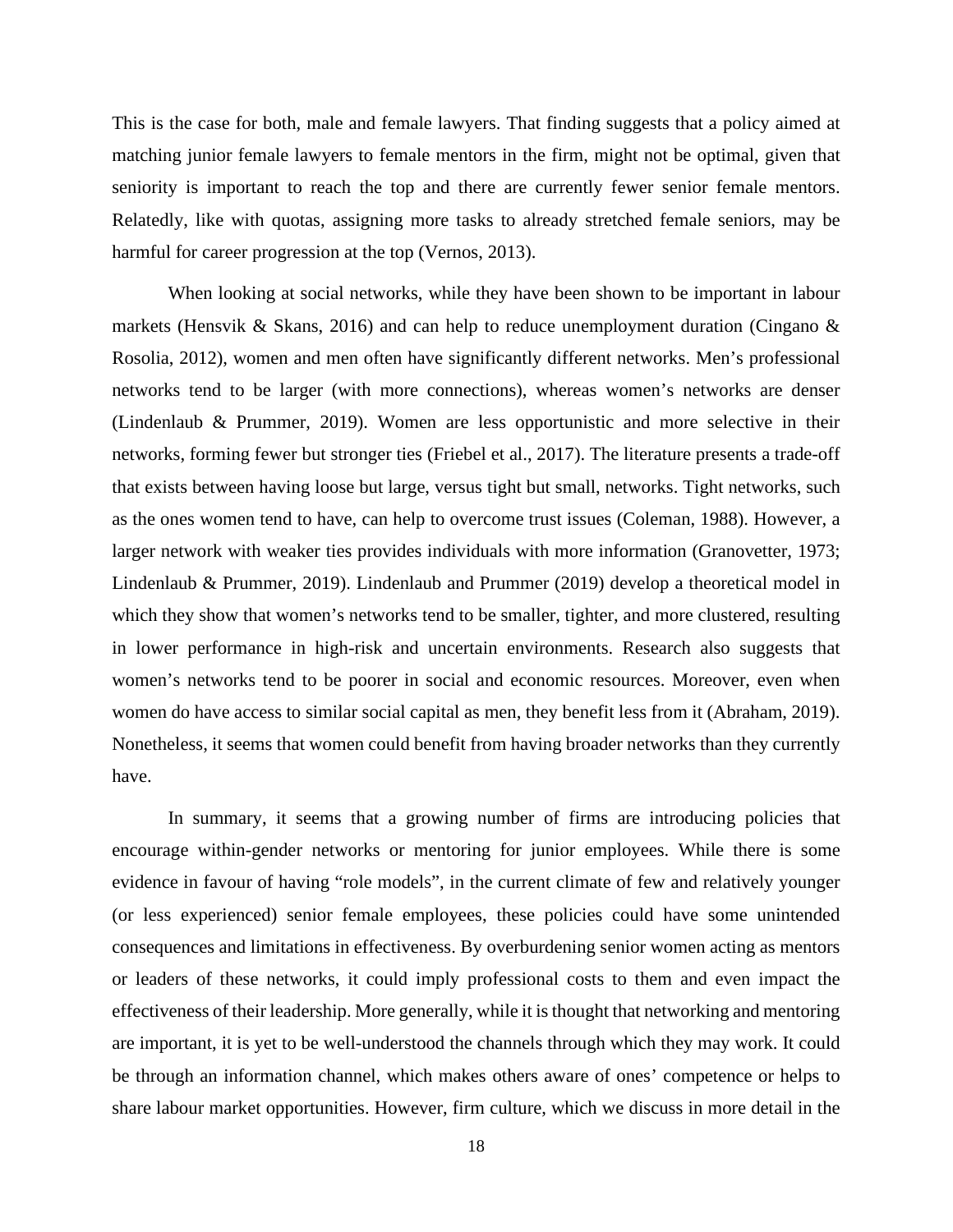This is the case for both, male and female lawyers. That finding suggests that a policy aimed at matching junior female lawyers to female mentors in the firm, might not be optimal, given that seniority is important to reach the top and there are currently fewer senior female mentors. Relatedly, like with quotas, assigning more tasks to already stretched female seniors, may be harmful for career progression at the top (Vernos, 2013).

When looking at social networks, while they have been shown to be important in labour markets (Hensvik & Skans, 2016) and can help to reduce unemployment duration (Cingano & Rosolia, 2012), women and men often have significantly different networks. Men's professional networks tend to be larger (with more connections), whereas women's networks are denser (Lindenlaub & Prummer, 2019). Women are less opportunistic and more selective in their networks, forming fewer but stronger ties (Friebel et al., 2017). The literature presents a trade-off that exists between having loose but large, versus tight but small, networks. Tight networks, such as the ones women tend to have, can help to overcome trust issues (Coleman, 1988). However, a larger network with weaker ties provides individuals with more information (Granovetter, 1973; Lindenlaub & Prummer, 2019). Lindenlaub and Prummer (2019) develop a theoretical model in which they show that women's networks tend to be smaller, tighter, and more clustered, resulting in lower performance in high-risk and uncertain environments. Research also suggests that women's networks tend to be poorer in social and economic resources. Moreover, even when women do have access to similar social capital as men, they benefit less from it (Abraham, 2019). Nonetheless, it seems that women could benefit from having broader networks than they currently have.

In summary, it seems that a growing number of firms are introducing policies that encourage within-gender networks or mentoring for junior employees. While there is some evidence in favour of having "role models", in the current climate of few and relatively younger (or less experienced) senior female employees, these policies could have some unintended consequences and limitations in effectiveness. By overburdening senior women acting as mentors or leaders of these networks, it could imply professional costs to them and even impact the effectiveness of their leadership. More generally, while it is thought that networking and mentoring are important, it is yet to be well-understood the channels through which they may work. It could be through an information channel, which makes others aware of ones' competence or helps to share labour market opportunities. However, firm culture, which we discuss in more detail in the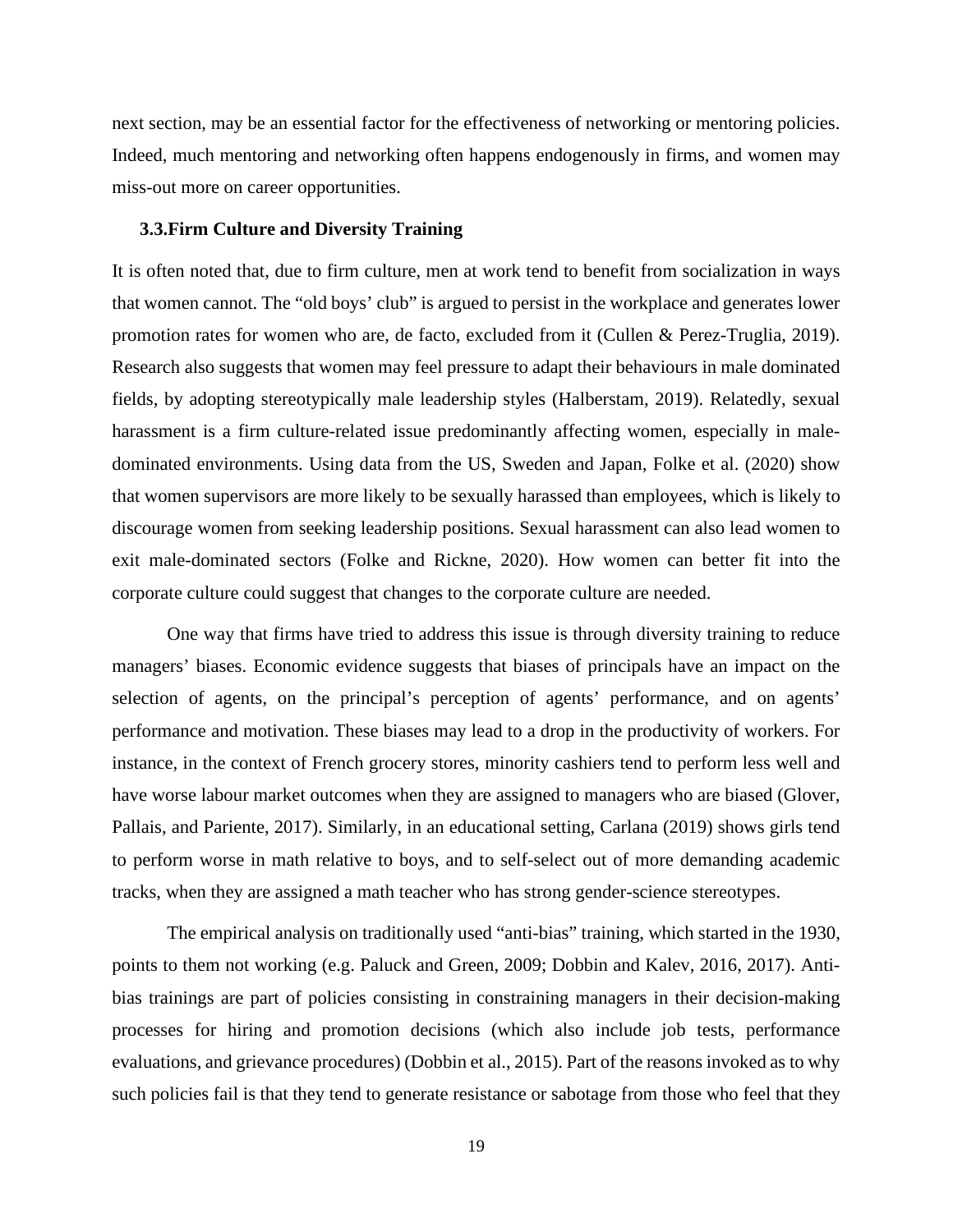next section, may be an essential factor for the effectiveness of networking or mentoring policies. Indeed, much mentoring and networking often happens endogenously in firms, and women may miss-out more on career opportunities.

### 3.3. Firm Culture and Diversity Training

It is often noted that, due to firm culture, men at work tend to benefit from socialization in ways that women cannot. The "old boys' club" is argued to persist in the workplace and generates lower promotion rates for women who are, de facto, excluded from it (Cullen & Perez-Truglia, 2019). Research also suggests that women may feel pressure to adapt their behaviours in male dominated fields, by adopting stereotypically male leadership styles (Halberstam, 2019). Relatedly, sexual harassment is a firm culture-related issue predominantly affecting women, especially in male-dominated environments. Using data from the US, Sweden and Japan, Folke et al. (2020) show that women supervisors are more likely to be sexually harassed than employees, which is likely to discourage women from seeking leadership positions. Sexual harassment can also lead women to exit male-dominated sectors (Folke and Rickne, 2020). How women can better fit into the corporate culture could suggest that changes to the corporate culture are needed.

One way that firms have tried to address this issue is through diversity training to reduce managers' biases. Economic evidence suggests that biases of principals have an impact on the selection of agents, on the principal's perception of agents' performance, and on agents' performance and motivation. These biases may lead to a drop in the productivity of workers. For instance, in the context of French grocery stores, minority cashiers tend to perform less well and have worse labour market outcomes when they are assigned to managers who are biased (Glover, Pallais, and Pariente, 2017). Similarly, in an educational setting, Carlana (2019) shows girls tend to perform worse in math relative to boys, and to self-select out of more demanding academic tracks, when they are assigned a math teacher who has strong gender-science stereotypes.

The empirical analysis on traditionally used "anti-bias" training, which started in the 1930, points to them not working (e.g. Paluck and Green, 2009; Dobbin and Kalev, 2016, 2017). Anti-bias trainings are part of policies consisting in constraining managers in their decision-making processes for hiring and promotion decisions (which also include job tests, performance evaluations, and grievance procedures) (Dobbin et al., 2015). Part of the reasons invoked as to why such policies fail is that they tend to generate resistance or sabotage from those who feel that they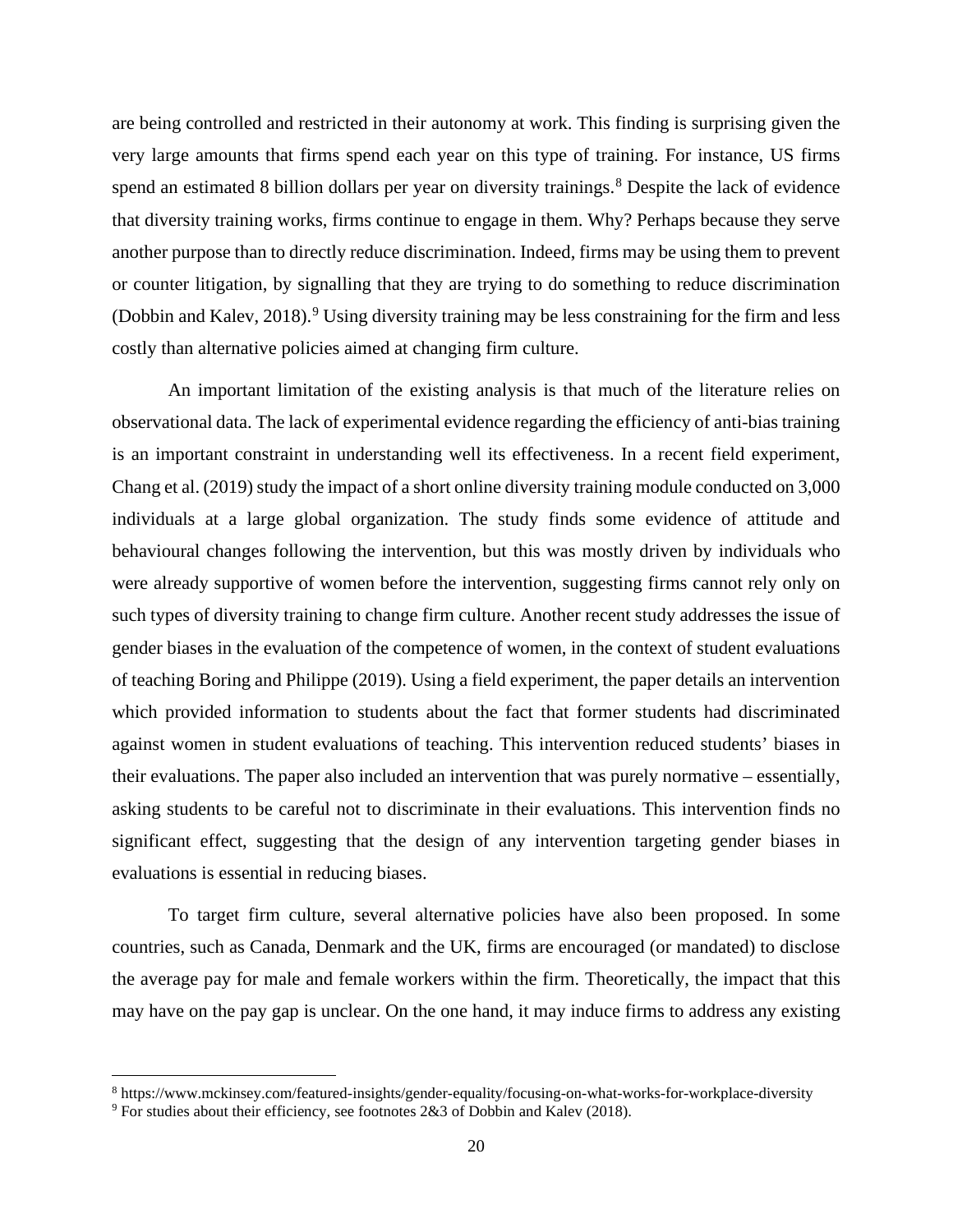are being controlled and restricted in their autonomy at work. This finding is surprising given the very large amounts that firms spend each year on this type of training. For instance, US firms spend an estimated 8 billion dollars per year on diversity trainings.[8] Despite the lack of evidence that diversity training works, firms continue to engage in them. Why? Perhaps because they serve another purpose than to directly reduce discrimination. Indeed, firms may be using them to prevent or counter litigation, by signalling that they are trying to do something to reduce discrimination (Dobbin and Kalev, 2018).[9] Using diversity training may be less constraining for the firm and less costly than alternative policies aimed at changing firm culture.

An important limitation of the existing analysis is that much of the literature relies on observational data. The lack of experimental evidence regarding the efficiency of anti-bias training is an important constraint in understanding well its effectiveness. In a recent field experiment, Chang et al. (2019) study the impact of a short online diversity training module conducted on 3,000 individuals at a large global organization. The study finds some evidence of attitude and behavioural changes following the intervention, but this was mostly driven by individuals who were already supportive of women before the intervention, suggesting firms cannot rely only on such types of diversity training to change firm culture. Another recent study addresses the issue of gender biases in the evaluation of the competence of women, in the context of student evaluations of teaching Boring and Philippe (2019). Using a field experiment, the paper details an intervention which provided information to students about the fact that former students had discriminated against women in student evaluations of teaching. This intervention reduced students' biases in their evaluations. The paper also included an intervention that was purely normative – essentially, asking students to be careful not to discriminate in their evaluations. This intervention finds no significant effect, suggesting that the design of any intervention targeting gender biases in evaluations is essential in reducing biases.

To target firm culture, several alternative policies have also been proposed. In some countries, such as Canada, Denmark and the UK, firms are encouraged (or mandated) to disclose the average pay for male and female workers within the firm. Theoretically, the impact that this may have on the pay gap is unclear. On the one hand, it may induce firms to address any existing

---

[8] https://www.mckinsey.com/featured-insights/gender-equality/focusing-on-what-works-for-workplace-diversity

[9] For studies about their efficiency, see footnotes 2&3 of Dobbin and Kalev (2018).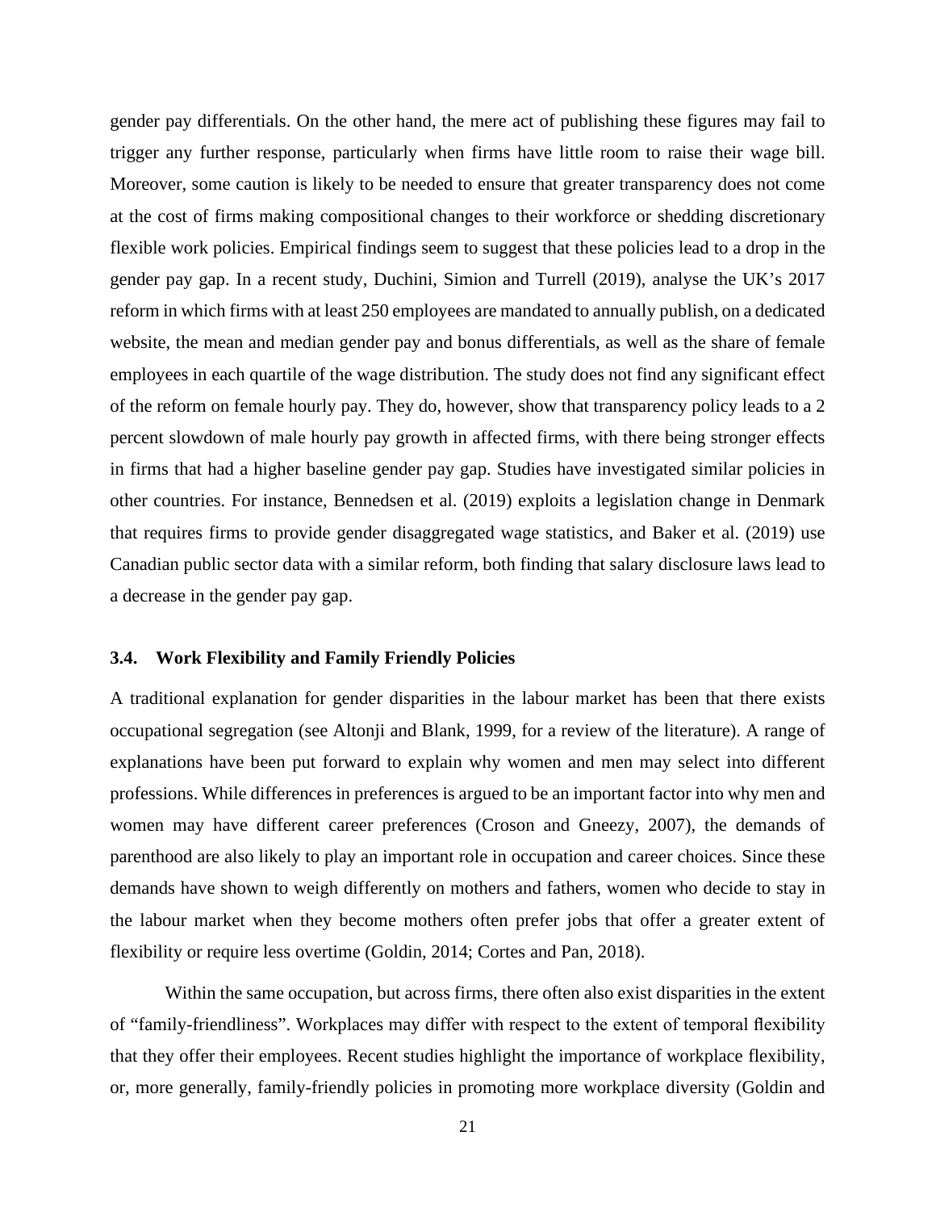gender pay differentials. On the other hand, the mere act of publishing these figures may fail to trigger any further response, particularly when firms have little room to raise their wage bill. Moreover, some caution is likely to be needed to ensure that greater transparency does not come at the cost of firms making compositional changes to their workforce or shedding discretionary flexible work policies. Empirical findings seem to suggest that these policies lead to a drop in the gender pay gap. In a recent study, Duchini, Simion and Turrell (2019), analyse the UK's 2017 reform in which firms with at least 250 employees are mandated to annually publish, on a dedicated website, the mean and median gender pay and bonus differentials, as well as the share of female employees in each quartile of the wage distribution. The study does not find any significant effect of the reform on female hourly pay. They do, however, show that transparency policy leads to a 2 percent slowdown of male hourly pay growth in affected firms, with there being stronger effects in firms that had a higher baseline gender pay gap. Studies have investigated similar policies in other countries. For instance, Bennedsen et al. (2019) exploits a legislation change in Denmark that requires firms to provide gender disaggregated wage statistics, and Baker et al. (2019) use Canadian public sector data with a similar reform, both finding that salary disclosure laws lead to a decrease in the gender pay gap.

### 3.4. Work Flexibility and Family Friendly Policies

A traditional explanation for gender disparities in the labour market has been that there exists occupational segregation (see Altonji and Blank, 1999, for a review of the literature). A range of explanations have been put forward to explain why women and men may select into different professions. While differences in preferences is argued to be an important factor into why men and women may have different career preferences (Croson and Gneezy, 2007), the demands of parenthood are also likely to play an important role in occupation and career choices. Since these demands have shown to weigh differently on mothers and fathers, women who decide to stay in the labour market when they become mothers often prefer jobs that offer a greater extent of flexibility or require less overtime (Goldin, 2014; Cortes and Pan, 2018).

Within the same occupation, but across firms, there often also exist disparities in the extent of "family-friendliness". Workplaces may differ with respect to the extent of temporal flexibility that they offer their employees. Recent studies highlight the importance of workplace flexibility, or, more generally, family-friendly policies in promoting more workplace diversity (Goldin and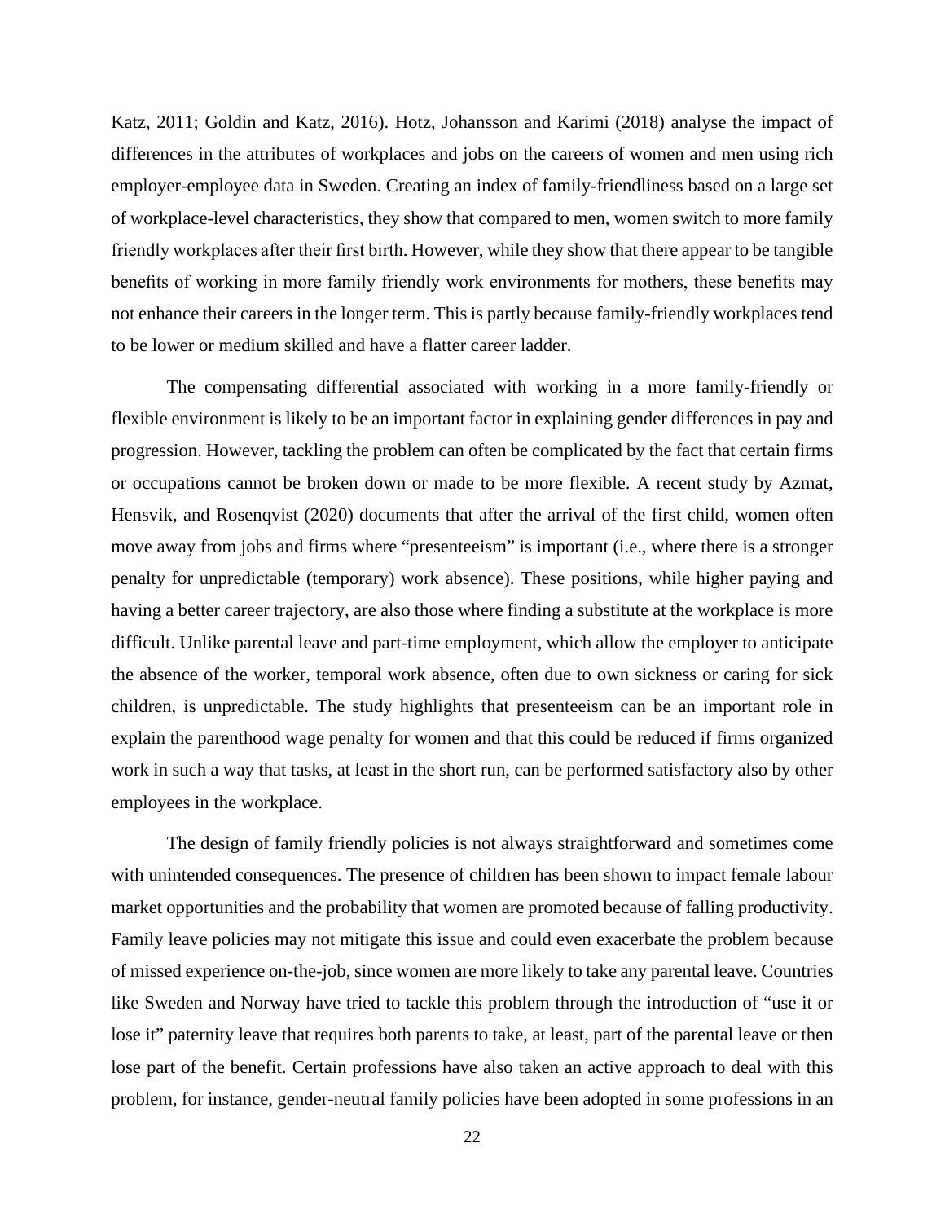Katz, 2011; Goldin and Katz, 2016). Hotz, Johansson and Karimi (2018) analyse the impact of differences in the attributes of workplaces and jobs on the careers of women and men using rich employer-employee data in Sweden. Creating an index of family-friendliness based on a large set of workplace-level characteristics, they show that compared to men, women switch to more family friendly workplaces after their first birth. However, while they show that there appear to be tangible benefits of working in more family friendly work environments for mothers, these benefits may not enhance their careers in the longer term. This is partly because family-friendly workplaces tend to be lower or medium skilled and have a flatter career ladder.

The compensating differential associated with working in a more family-friendly or flexible environment is likely to be an important factor in explaining gender differences in pay and progression. However, tackling the problem can often be complicated by the fact that certain firms or occupations cannot be broken down or made to be more flexible. A recent study by Azmat, Hensvik, and Rosenqvist (2020) documents that after the arrival of the first child, women often move away from jobs and firms where "presenteeism" is important (i.e., where there is a stronger penalty for unpredictable (temporary) work absence). These positions, while higher paying and having a better career trajectory, are also those where finding a substitute at the workplace is more difficult. Unlike parental leave and part-time employment, which allow the employer to anticipate the absence of the worker, temporal work absence, often due to own sickness or caring for sick children, is unpredictable. The study highlights that presenteeism can be an important role in explain the parenthood wage penalty for women and that this could be reduced if firms organized work in such a way that tasks, at least in the short run, can be performed satisfactory also by other employees in the workplace.

The design of family friendly policies is not always straightforward and sometimes come with unintended consequences. The presence of children has been shown to impact female labour market opportunities and the probability that women are promoted because of falling productivity. Family leave policies may not mitigate this issue and could even exacerbate the problem because of missed experience on-the-job, since women are more likely to take any parental leave. Countries like Sweden and Norway have tried to tackle this problem through the introduction of "use it or lose it" paternity leave that requires both parents to take, at least, part of the parental leave or then lose part of the benefit. Certain professions have also taken an active approach to deal with this problem, for instance, gender-neutral family policies have been adopted in some professions in an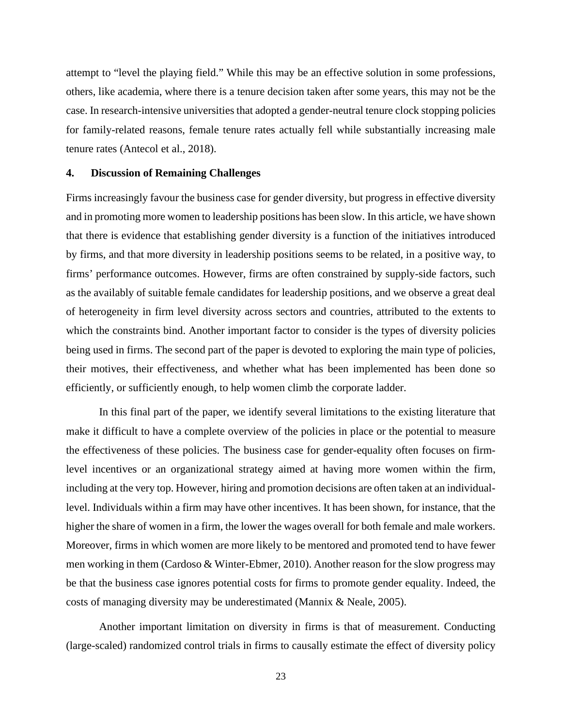attempt to "level the playing field." While this may be an effective solution in some professions, others, like academia, where there is a tenure decision taken after some years, this may not be the case. In research-intensive universities that adopted a gender-neutral tenure clock stopping policies for family-related reasons, female tenure rates actually fell while substantially increasing male tenure rates (Antecol et al., 2018).

## 4. Discussion of Remaining Challenges

Firms increasingly favour the business case for gender diversity, but progress in effective diversity and in promoting more women to leadership positions has been slow. In this article, we have shown that there is evidence that establishing gender diversity is a function of the initiatives introduced by firms, and that more diversity in leadership positions seems to be related, in a positive way, to firms' performance outcomes. However, firms are often constrained by supply-side factors, such as the availably of suitable female candidates for leadership positions, and we observe a great deal of heterogeneity in firm level diversity across sectors and countries, attributed to the extents to which the constraints bind. Another important factor to consider is the types of diversity policies being used in firms. The second part of the paper is devoted to exploring the main type of policies, their motives, their effectiveness, and whether what has been implemented has been done so efficiently, or sufficiently enough, to help women climb the corporate ladder.

In this final part of the paper, we identify several limitations to the existing literature that make it difficult to have a complete overview of the policies in place or the potential to measure the effectiveness of these policies. The business case for gender-equality often focuses on firm-level incentives or an organizational strategy aimed at having more women within the firm, including at the very top. However, hiring and promotion decisions are often taken at an individual-level. Individuals within a firm may have other incentives. It has been shown, for instance, that the higher the share of women in a firm, the lower the wages overall for both female and male workers. Moreover, firms in which women are more likely to be mentored and promoted tend to have fewer men working in them (Cardoso & Winter-Ebmer, 2010). Another reason for the slow progress may be that the business case ignores potential costs for firms to promote gender equality. Indeed, the costs of managing diversity may be underestimated (Mannix & Neale, 2005).

Another important limitation on diversity in firms is that of measurement. Conducting (large-scaled) randomized control trials in firms to causally estimate the effect of diversity policy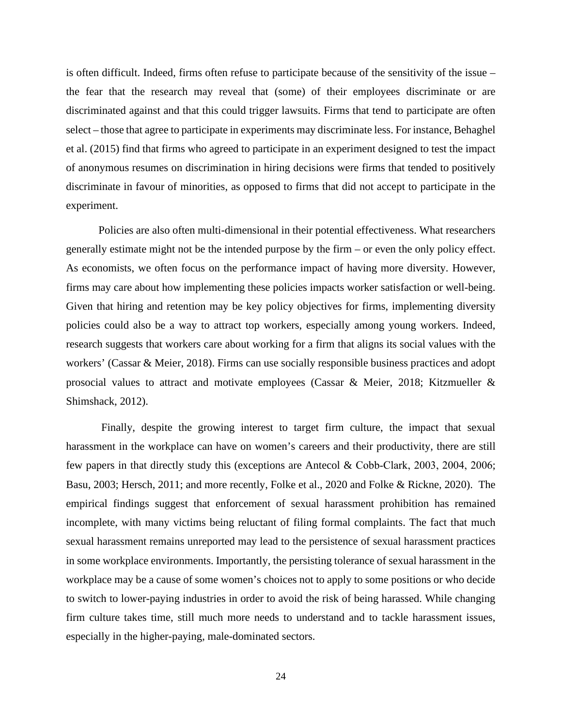is often difficult. Indeed, firms often refuse to participate because of the sensitivity of the issue – the fear that the research may reveal that (some) of their employees discriminate or are discriminated against and that this could trigger lawsuits. Firms that tend to participate are often select – those that agree to participate in experiments may discriminate less. For instance, Behaghel et al. (2015) find that firms who agreed to participate in an experiment designed to test the impact of anonymous resumes on discrimination in hiring decisions were firms that tended to positively discriminate in favour of minorities, as opposed to firms that did not accept to participate in the experiment.

Policies are also often multi-dimensional in their potential effectiveness. What researchers generally estimate might not be the intended purpose by the firm – or even the only policy effect. As economists, we often focus on the performance impact of having more diversity. However, firms may care about how implementing these policies impacts worker satisfaction or well-being. Given that hiring and retention may be key policy objectives for firms, implementing diversity policies could also be a way to attract top workers, especially among young workers. Indeed, research suggests that workers care about working for a firm that aligns its social values with the workers' (Cassar & Meier, 2018). Firms can use socially responsible business practices and adopt prosocial values to attract and motivate employees (Cassar & Meier, 2018; Kitzmueller & Shimshack, 2012).

Finally, despite the growing interest to target firm culture, the impact that sexual harassment in the workplace can have on women's careers and their productivity, there are still few papers in that directly study this (exceptions are Antecol & Cobb-Clark, 2003, 2004, 2006; Basu, 2003; Hersch, 2011; and more recently, Folke et al., 2020 and Folke & Rickne, 2020). The empirical findings suggest that enforcement of sexual harassment prohibition has remained incomplete, with many victims being reluctant of filing formal complaints. The fact that much sexual harassment remains unreported may lead to the persistence of sexual harassment practices in some workplace environments. Importantly, the persisting tolerance of sexual harassment in the workplace may be a cause of some women's choices not to apply to some positions or who decide to switch to lower-paying industries in order to avoid the risk of being harassed. While changing firm culture takes time, still much more needs to understand and to tackle harassment issues, especially in the higher-paying, male-dominated sectors.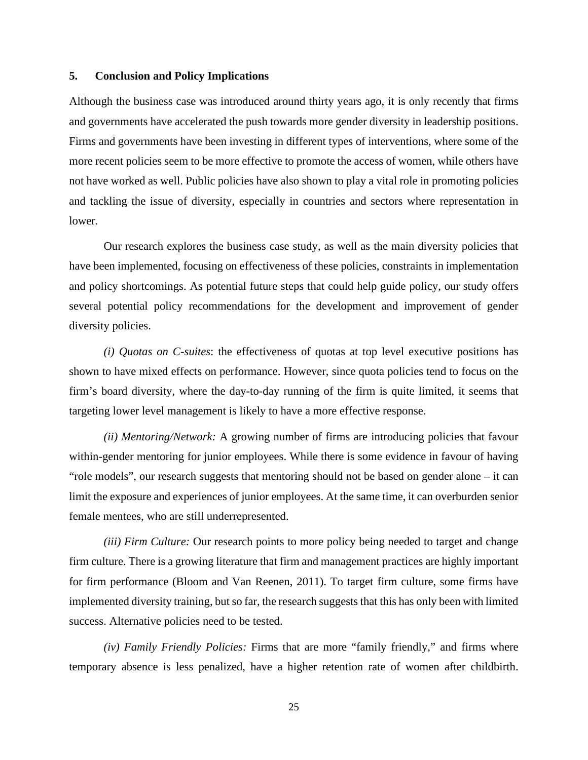## 5. Conclusion and Policy Implications

Although the business case was introduced around thirty years ago, it is only recently that firms and governments have accelerated the push towards more gender diversity in leadership positions. Firms and governments have been investing in different types of interventions, where some of the more recent policies seem to be more effective to promote the access of women, while others have not have worked as well. Public policies have also shown to play a vital role in promoting policies and tackling the issue of diversity, especially in countries and sectors where representation in lower.

Our research explores the business case study, as well as the main diversity policies that have been implemented, focusing on effectiveness of these policies, constraints in implementation and policy shortcomings. As potential future steps that could help guide policy, our study offers several potential policy recommendations for the development and improvement of gender diversity policies.

*(i) Quotas on C-suites*: the effectiveness of quotas at top level executive positions has shown to have mixed effects on performance. However, since quota policies tend to focus on the firm's board diversity, where the day-to-day running of the firm is quite limited, it seems that targeting lower level management is likely to have a more effective response.

*(ii) Mentoring/Network:* A growing number of firms are introducing policies that favour within-gender mentoring for junior employees. While there is some evidence in favour of having "role models", our research suggests that mentoring should not be based on gender alone – it can limit the exposure and experiences of junior employees. At the same time, it can overburden senior female mentees, who are still underrepresented.

*(iii) Firm Culture:* Our research points to more policy being needed to target and change firm culture. There is a growing literature that firm and management practices are highly important for firm performance (Bloom and Van Reenen, 2011). To target firm culture, some firms have implemented diversity training, but so far, the research suggests that this has only been with limited success. Alternative policies need to be tested.

*(iv) Family Friendly Policies:* Firms that are more "family friendly," and firms where temporary absence is less penalized, have a higher retention rate of women after childbirth.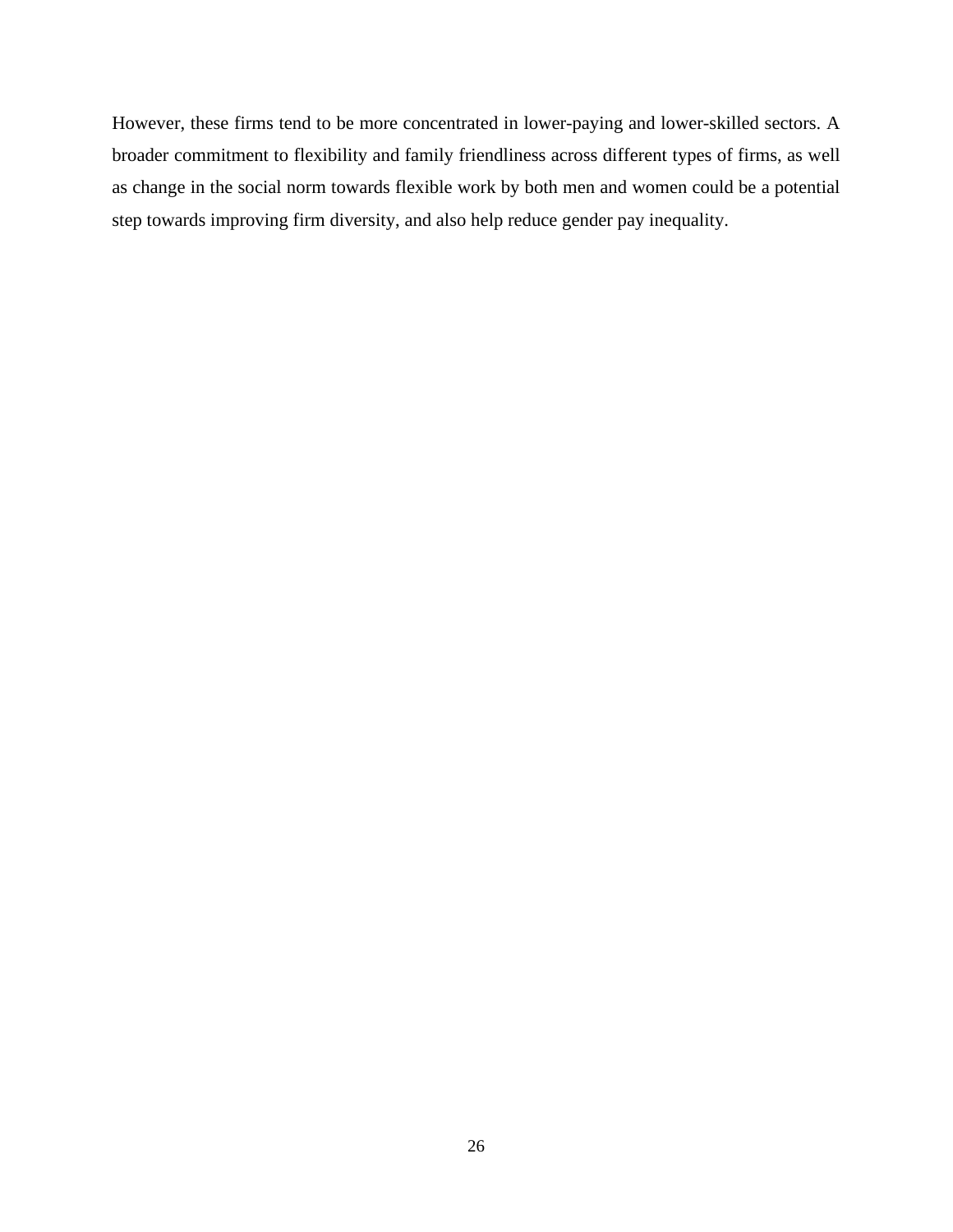However, these firms tend to be more concentrated in lower-paying and lower-skilled sectors. A broader commitment to flexibility and family friendliness across different types of firms, as well as change in the social norm towards flexible work by both men and women could be a potential step towards improving firm diversity, and also help reduce gender pay inequality.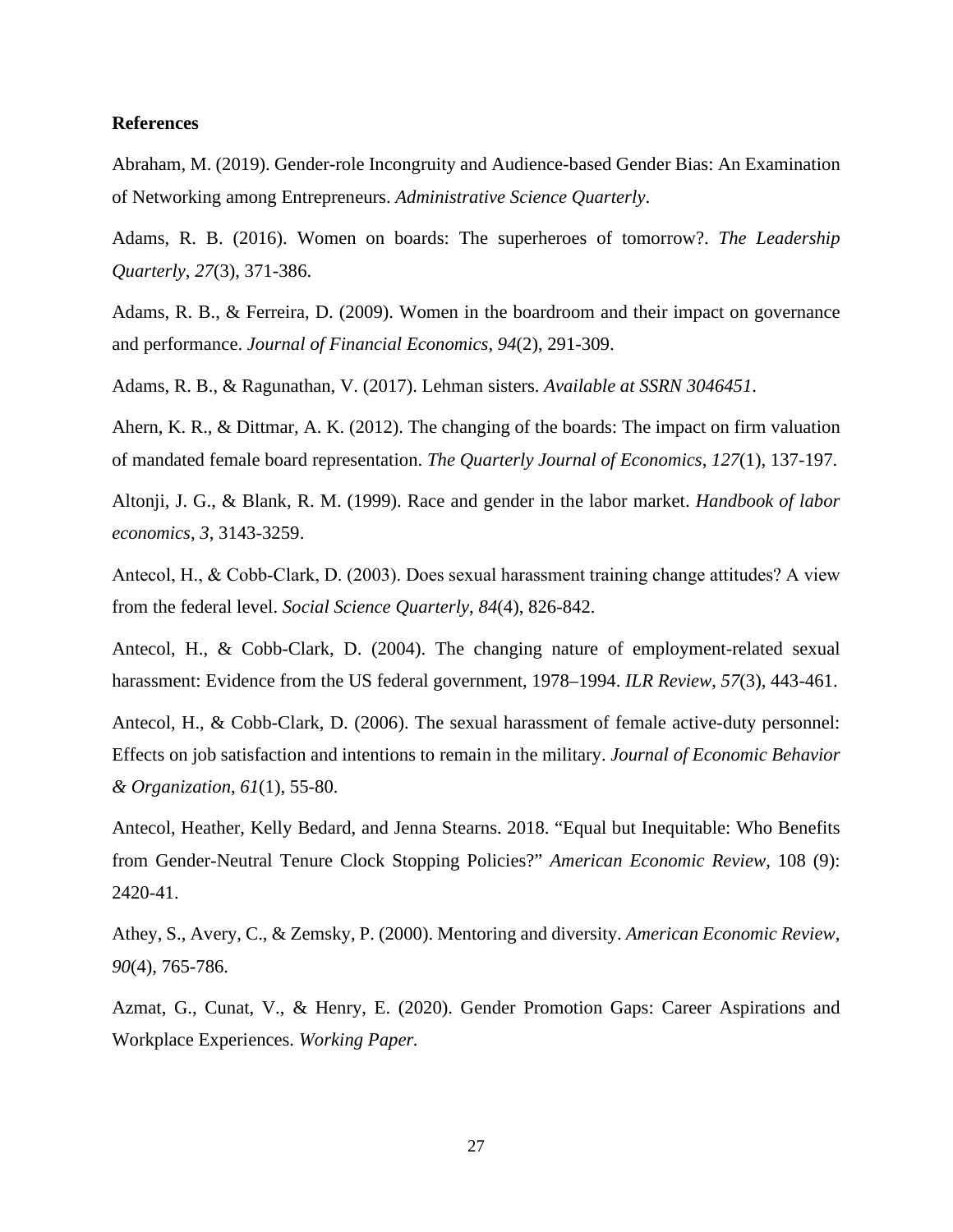**References**

Abraham, M. (2019). Gender-role Incongruity and Audience-based Gender Bias: An Examination of Networking among Entrepreneurs. *Administrative Science Quarterly*.

Adams, R. B. (2016). Women on boards: The superheroes of tomorrow?. *The Leadership Quarterly*, *27*(3), 371-386.

Adams, R. B., & Ferreira, D. (2009). Women in the boardroom and their impact on governance and performance. *Journal of Financial Economics*, *94*(2), 291-309.

Adams, R. B., & Ragunathan, V. (2017). Lehman sisters. *Available at SSRN 3046451*.

Ahern, K. R., & Dittmar, A. K. (2012). The changing of the boards: The impact on firm valuation of mandated female board representation. *The Quarterly Journal of Economics*, *127*(1), 137-197.

Altonji, J. G., & Blank, R. M. (1999). Race and gender in the labor market. *Handbook of labor economics*, *3*, 3143-3259.

Antecol, H., & Cobb-Clark, D. (2003). Does sexual harassment training change attitudes? A view from the federal level. *Social Science Quarterly*, *84*(4), 826-842.

Antecol, H., & Cobb-Clark, D. (2004). The changing nature of employment-related sexual harassment: Evidence from the US federal government, 1978–1994. *ILR Review*, *57*(3), 443-461.

Antecol, H., & Cobb-Clark, D. (2006). The sexual harassment of female active-duty personnel: Effects on job satisfaction and intentions to remain in the military. *Journal of Economic Behavior & Organization*, *61*(1), 55-80.

Antecol, Heather, Kelly Bedard, and Jenna Stearns. 2018. "Equal but Inequitable: Who Benefits from Gender-Neutral Tenure Clock Stopping Policies?" *American Economic Review*, 108 (9): 2420-41.

Athey, S., Avery, C., & Zemsky, P. (2000). Mentoring and diversity. *American Economic Review*, *90*(4), 765-786.

Azmat, G., Cunat, V., & Henry, E. (2020). Gender Promotion Gaps: Career Aspirations and Workplace Experiences. *Working Paper.*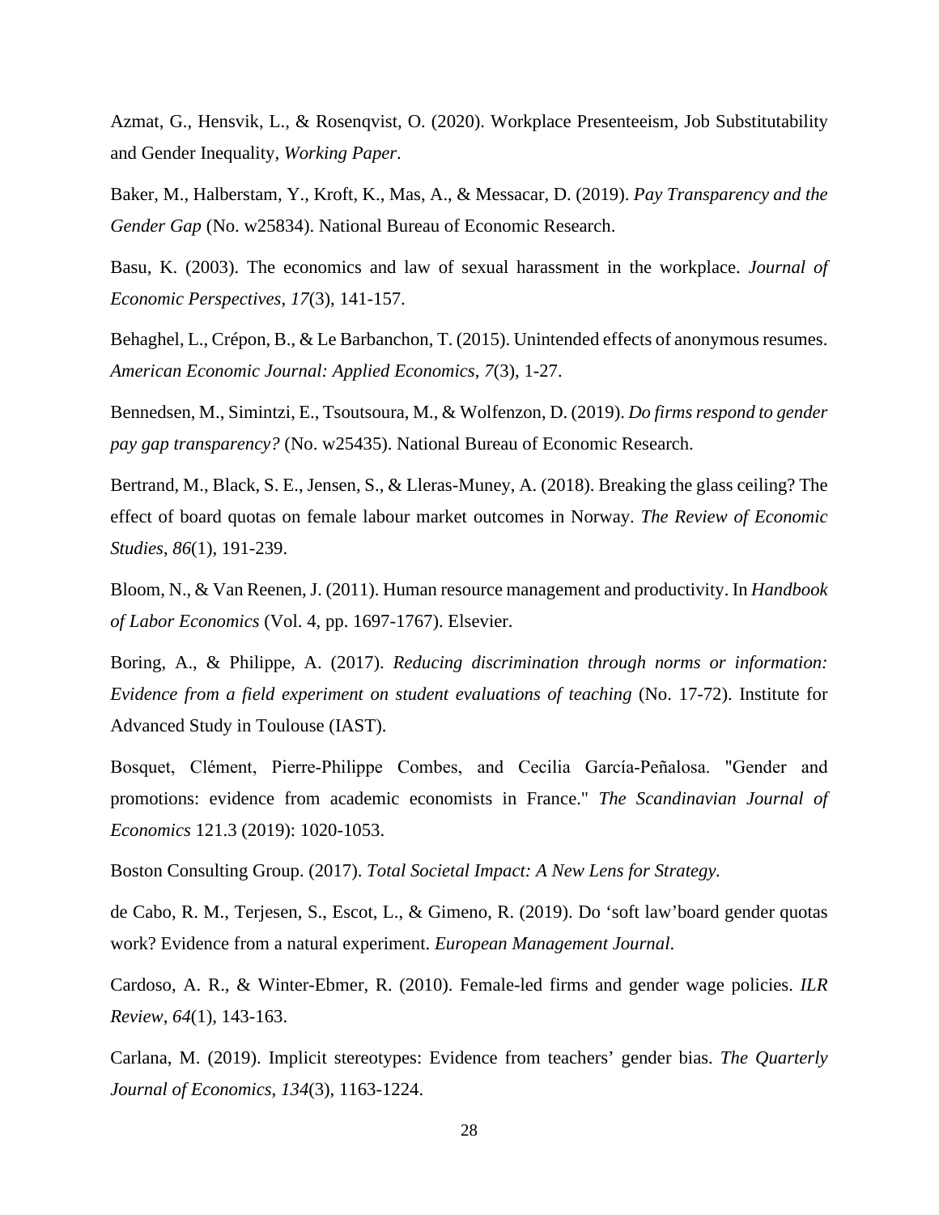Azmat, G., Hensvik, L., & Rosenqvist, O. (2020). Workplace Presenteeism, Job Substitutability and Gender Inequality, *Working Paper*.

Baker, M., Halberstam, Y., Kroft, K., Mas, A., & Messacar, D. (2019). *Pay Transparency and the Gender Gap* (No. w25834). National Bureau of Economic Research.

Basu, K. (2003). The economics and law of sexual harassment in the workplace. *Journal of Economic Perspectives*, *17*(3), 141-157.

Behaghel, L., Crépon, B., & Le Barbanchon, T. (2015). Unintended effects of anonymous resumes. *American Economic Journal: Applied Economics*, *7*(3), 1-27.

Bennedsen, M., Simintzi, E., Tsoutsoura, M., & Wolfenzon, D. (2019). *Do firms respond to gender pay gap transparency?* (No. w25435). National Bureau of Economic Research.

Bertrand, M., Black, S. E., Jensen, S., & Lleras-Muney, A. (2018). Breaking the glass ceiling? The effect of board quotas on female labour market outcomes in Norway. *The Review of Economic Studies*, *86*(1), 191-239.

Bloom, N., & Van Reenen, J. (2011). Human resource management and productivity. In *Handbook of Labor Economics* (Vol. 4, pp. 1697-1767). Elsevier.

Boring, A., & Philippe, A. (2017). *Reducing discrimination through norms or information: Evidence from a field experiment on student evaluations of teaching* (No. 17-72). Institute for Advanced Study in Toulouse (IAST).

Bosquet, Clément, Pierre-Philippe Combes, and Cecilia García-Peñalosa. "Gender and promotions: evidence from academic economists in France." *The Scandinavian Journal of Economics* 121.3 (2019): 1020-1053.

Boston Consulting Group. (2017). *Total Societal Impact: A New Lens for Strategy.*

de Cabo, R. M., Terjesen, S., Escot, L., & Gimeno, R. (2019). Do 'soft law'board gender quotas work? Evidence from a natural experiment. *European Management Journal*.

Cardoso, A. R., & Winter-Ebmer, R. (2010). Female-led firms and gender wage policies. *ILR Review*, *64*(1), 143-163.

Carlana, M. (2019). Implicit stereotypes: Evidence from teachers' gender bias. *The Quarterly Journal of Economics*, *134*(3), 1163-1224.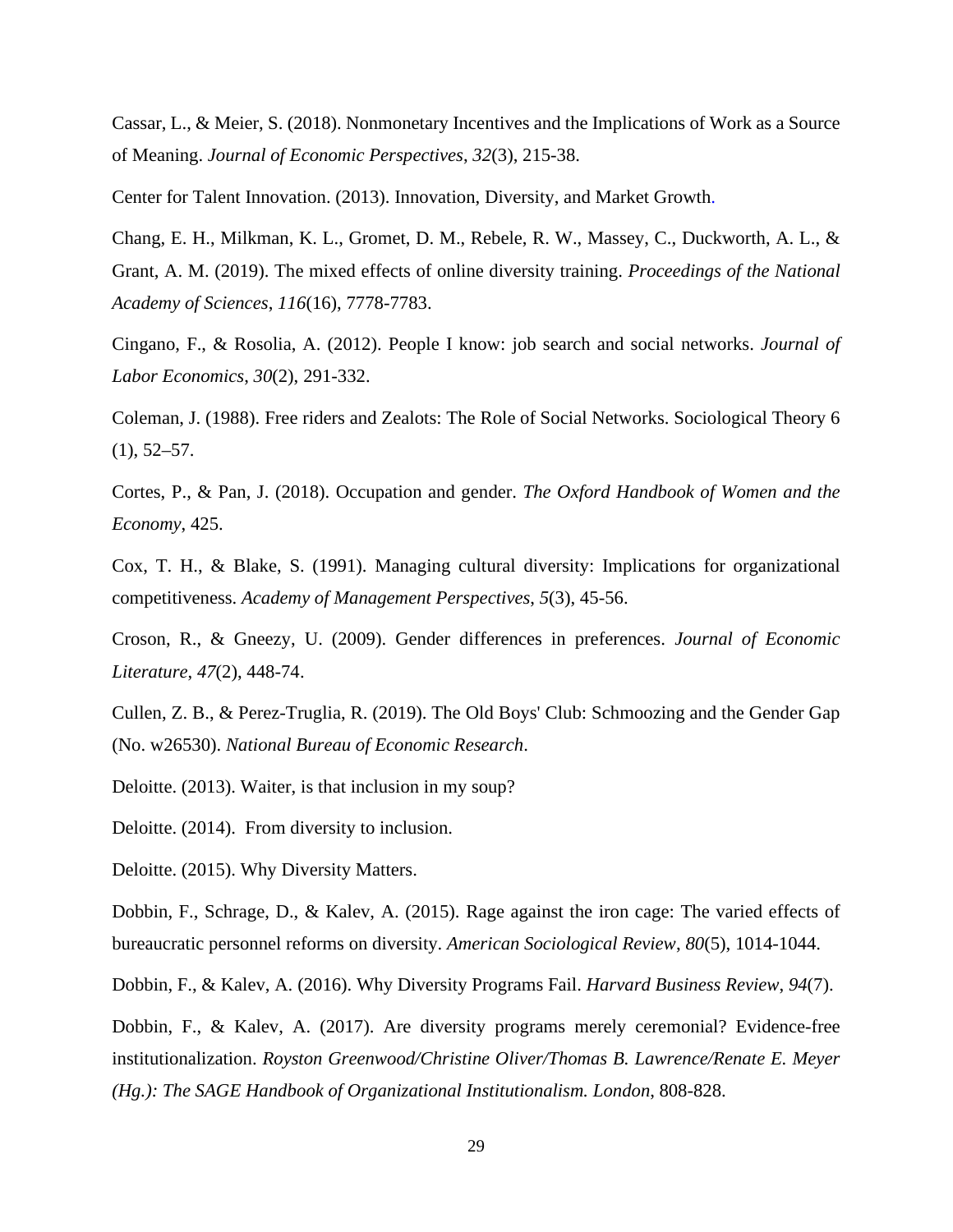Cassar, L., & Meier, S. (2018). Nonmonetary Incentives and the Implications of Work as a Source of Meaning. *Journal of Economic Perspectives*, *32*(3), 215-38.

Center for Talent Innovation. (2013). Innovation, Diversity, and Market Growth.

Chang, E. H., Milkman, K. L., Gromet, D. M., Rebele, R. W., Massey, C., Duckworth, A. L., & Grant, A. M. (2019). The mixed effects of online diversity training. *Proceedings of the National Academy of Sciences*, *116*(16), 7778-7783.

Cingano, F., & Rosolia, A. (2012). People I know: job search and social networks. *Journal of Labor Economics*, *30*(2), 291-332.

Coleman, J. (1988). Free riders and Zealots: The Role of Social Networks. Sociological Theory 6 (1), 52–57.

Cortes, P., & Pan, J. (2018). Occupation and gender. *The Oxford Handbook of Women and the Economy*, 425.

Cox, T. H., & Blake, S. (1991). Managing cultural diversity: Implications for organizational competitiveness. *Academy of Management Perspectives*, *5*(3), 45-56.

Croson, R., & Gneezy, U. (2009). Gender differences in preferences. *Journal of Economic Literature*, *47*(2), 448-74.

Cullen, Z. B., & Perez-Truglia, R. (2019). The Old Boys' Club: Schmoozing and the Gender Gap (No. w26530). *National Bureau of Economic Research*.

Deloitte. (2013). Waiter, is that inclusion in my soup?

Deloitte. (2014). From diversity to inclusion.

Deloitte. (2015). Why Diversity Matters.

Dobbin, F., Schrage, D., & Kalev, A. (2015). Rage against the iron cage: The varied effects of bureaucratic personnel reforms on diversity. *American Sociological Review*, *80*(5), 1014-1044.

Dobbin, F., & Kalev, A. (2016). Why Diversity Programs Fail. *Harvard Business Review*, *94*(7).

Dobbin, F., & Kalev, A. (2017). Are diversity programs merely ceremonial? Evidence-free institutionalization. *Royston Greenwood/Christine Oliver/Thomas B. Lawrence/Renate E. Meyer (Hg.): The SAGE Handbook of Organizational Institutionalism. London*, 808-828.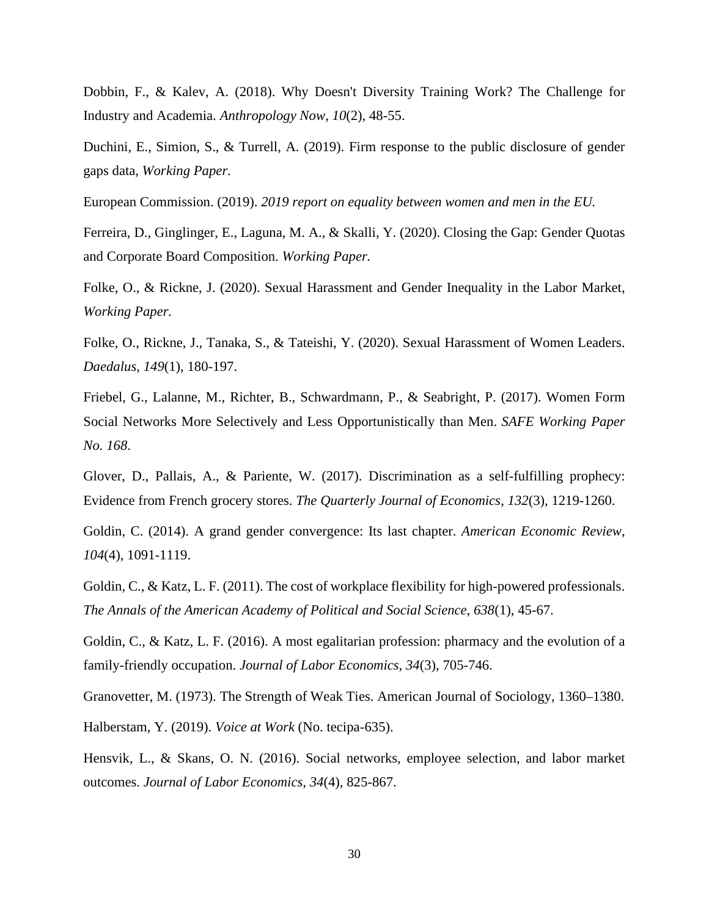Dobbin, F., & Kalev, A. (2018). Why Doesn't Diversity Training Work? The Challenge for Industry and Academia. *Anthropology Now*, *10*(2), 48-55.

Duchini, E., Simion, S., & Turrell, A. (2019). Firm response to the public disclosure of gender gaps data, *Working Paper*.

European Commission. (2019). *2019 report on equality between women and men in the EU.*

Ferreira, D., Ginglinger, E., Laguna, M. A., & Skalli, Y. (2020). Closing the Gap: Gender Quotas and Corporate Board Composition. *Working Paper.*

Folke, O., & Rickne, J. (2020). Sexual Harassment and Gender Inequality in the Labor Market, *Working Paper.*

Folke, O., Rickne, J., Tanaka, S., & Tateishi, Y. (2020). Sexual Harassment of Women Leaders. *Daedalus*, *149*(1), 180-197.

Friebel, G., Lalanne, M., Richter, B., Schwardmann, P., & Seabright, P. (2017). Women Form Social Networks More Selectively and Less Opportunistically than Men. *SAFE Working Paper No. 168*.

Glover, D., Pallais, A., & Pariente, W. (2017). Discrimination as a self-fulfilling prophecy: Evidence from French grocery stores. *The Quarterly Journal of Economics*, *132*(3), 1219-1260.

Goldin, C. (2014). A grand gender convergence: Its last chapter. *American Economic Review*, *104*(4), 1091-1119.

Goldin, C., & Katz, L. F. (2011). The cost of workplace flexibility for high-powered professionals. *The Annals of the American Academy of Political and Social Science*, *638*(1), 45-67.

Goldin, C., & Katz, L. F. (2016). A most egalitarian profession: pharmacy and the evolution of a family-friendly occupation. *Journal of Labor Economics*, *34*(3), 705-746.

Granovetter, M. (1973). The Strength of Weak Ties. American Journal of Sociology, 1360–1380.

Halberstam, Y. (2019). *Voice at Work* (No. tecipa-635).

Hensvik, L., & Skans, O. N. (2016). Social networks, employee selection, and labor market outcomes. *Journal of Labor Economics*, *34*(4), 825-867.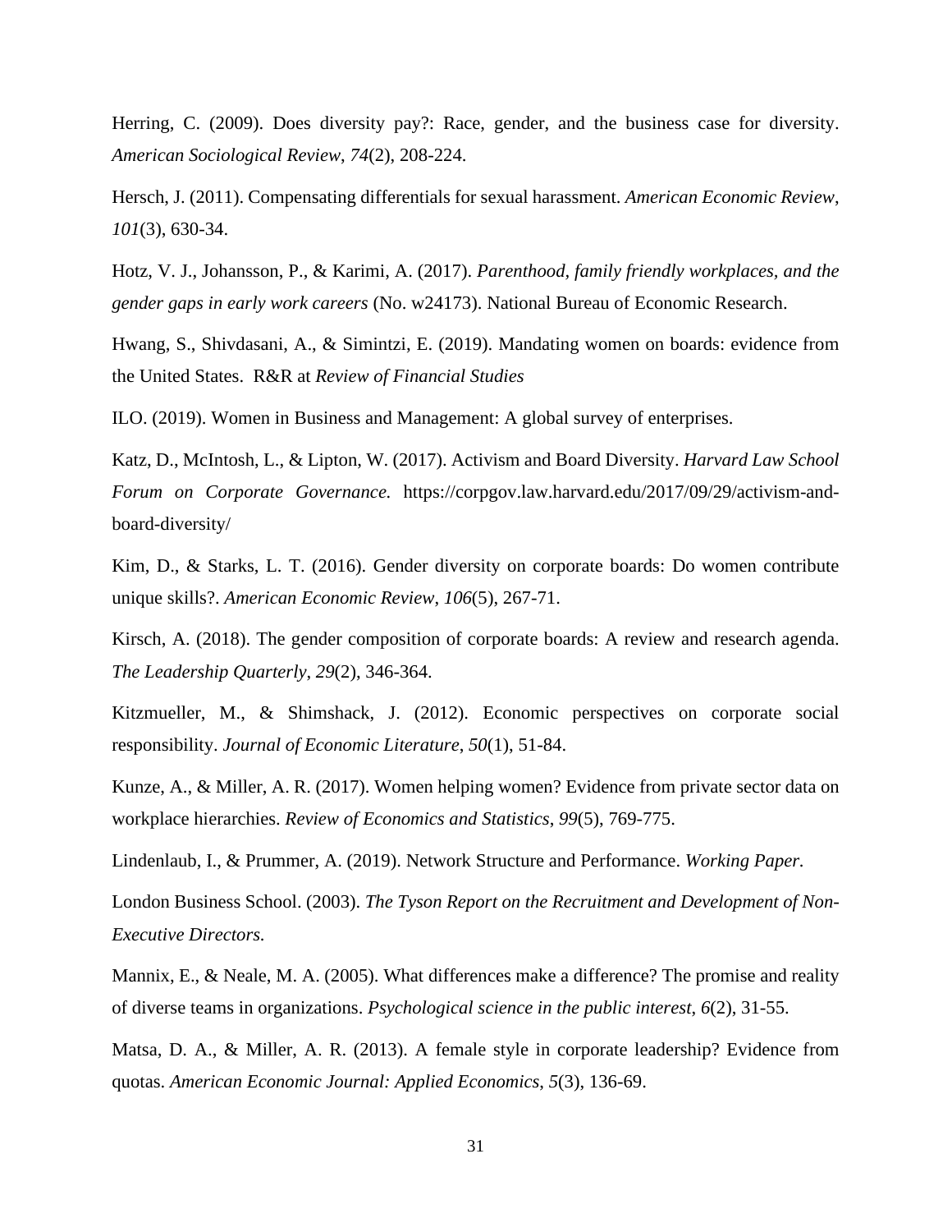Herring, C. (2009). Does diversity pay?: Race, gender, and the business case for diversity. *American Sociological Review*, *74*(2), 208-224.

Hersch, J. (2011). Compensating differentials for sexual harassment. *American Economic Review*, *101*(3), 630-34.

Hotz, V. J., Johansson, P., & Karimi, A. (2017). *Parenthood, family friendly workplaces, and the gender gaps in early work careers* (No. w24173). National Bureau of Economic Research.

Hwang, S., Shivdasani, A., & Simintzi, E. (2019). Mandating women on boards: evidence from the United States. R&R at *Review of Financial Studies*

ILO. (2019). Women in Business and Management: A global survey of enterprises.

Katz, D., McIntosh, L., & Lipton, W. (2017). Activism and Board Diversity. *Harvard Law School Forum on Corporate Governance.* https://corpgov.law.harvard.edu/2017/09/29/activism-and-board-diversity/

Kim, D., & Starks, L. T. (2016). Gender diversity on corporate boards: Do women contribute unique skills?. *American Economic Review*, *106*(5), 267-71.

Kirsch, A. (2018). The gender composition of corporate boards: A review and research agenda. *The Leadership Quarterly*, *29*(2), 346-364.

Kitzmueller, M., & Shimshack, J. (2012). Economic perspectives on corporate social responsibility. *Journal of Economic Literature*, *50*(1), 51-84.

Kunze, A., & Miller, A. R. (2017). Women helping women? Evidence from private sector data on workplace hierarchies. *Review of Economics and Statistics*, *99*(5), 769-775.

Lindenlaub, I., & Prummer, A. (2019). Network Structure and Performance. *Working Paper.*

London Business School. (2003). *The Tyson Report on the Recruitment and Development of Non-Executive Directors.*

Mannix, E., & Neale, M. A. (2005). What differences make a difference? The promise and reality of diverse teams in organizations. *Psychological science in the public interest*, *6*(2), 31-55.

Matsa, D. A., & Miller, A. R. (2013). A female style in corporate leadership? Evidence from quotas. *American Economic Journal: Applied Economics*, *5*(3), 136-69.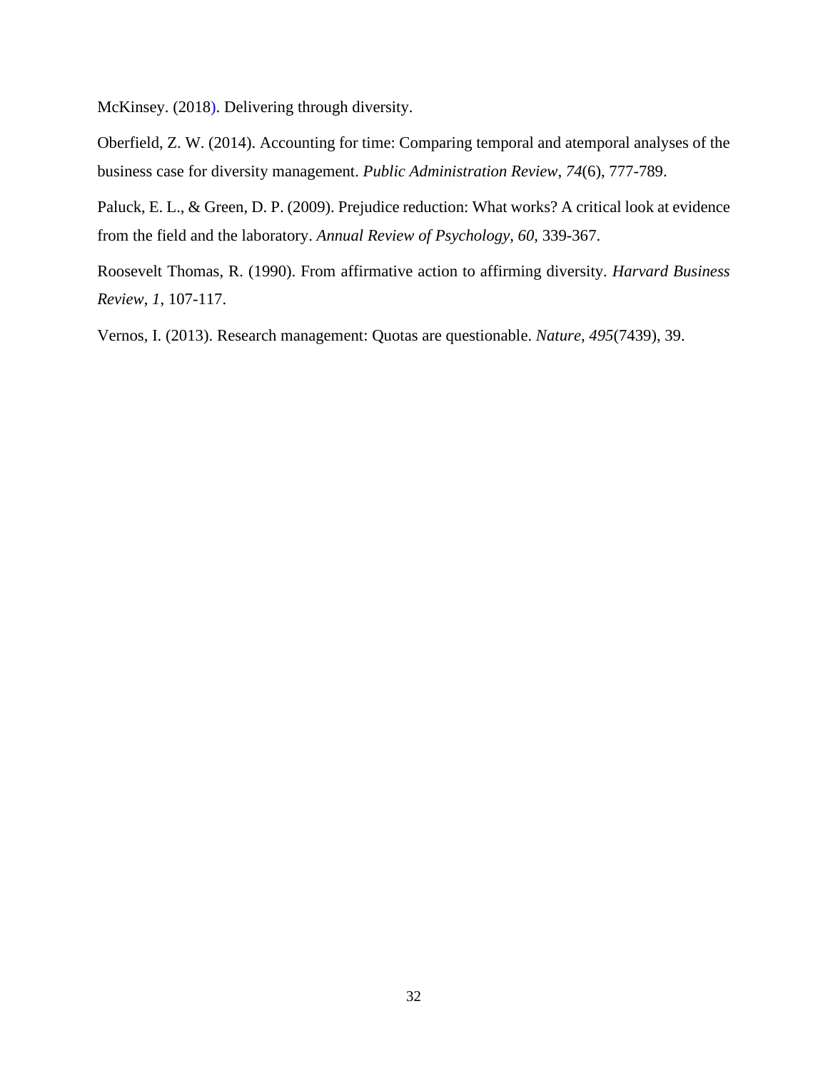McKinsey. (2018). Delivering through diversity.

Oberfield, Z. W. (2014). Accounting for time: Comparing temporal and atemporal analyses of the business case for diversity management. *Public Administration Review*, *74*(6), 777-789.

Paluck, E. L., & Green, D. P. (2009). Prejudice reduction: What works? A critical look at evidence from the field and the laboratory. *Annual Review of Psychology*, *60*, 339-367.

Roosevelt Thomas, R. (1990). From affirmative action to affirming diversity. *Harvard Business Review*, *1*, 107-117.

Vernos, I. (2013). Research management: Quotas are questionable. *Nature*, *495*(7439), 39.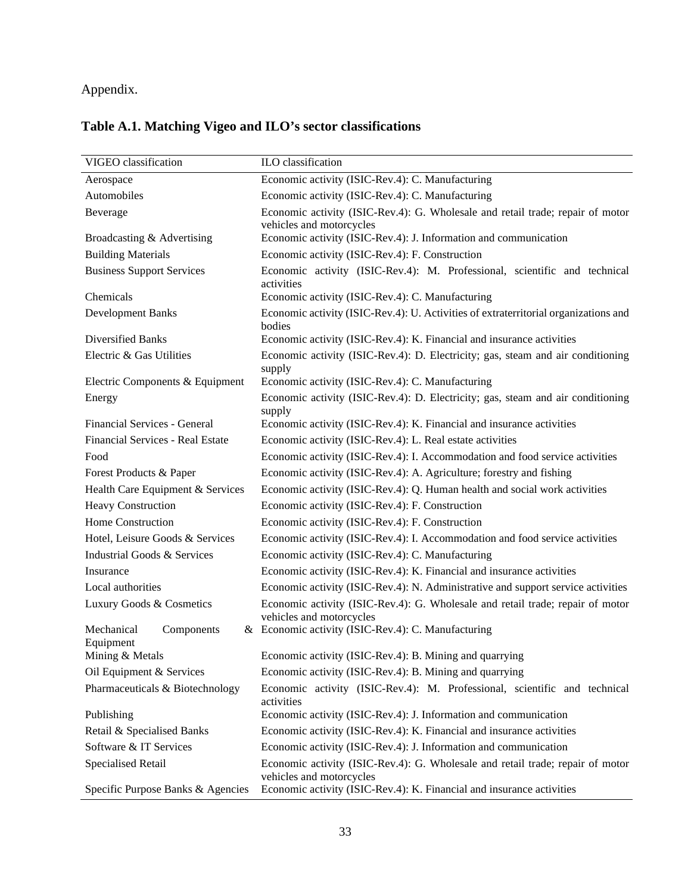Appendix.

## Table A.1. Matching Vigeo and ILO's sector classifications

| VIGEO classification | ILO classification |
|---|---|
| Aerospace | Economic activity (ISIC-Rev.4): C. Manufacturing |
| Automobiles | Economic activity (ISIC-Rev.4): C. Manufacturing |
| Beverage | Economic activity (ISIC-Rev.4): G. Wholesale and retail trade; repair of motor vehicles and motorcycles |
| Broadcasting & Advertising | Economic activity (ISIC-Rev.4): J. Information and communication |
| Building Materials | Economic activity (ISIC-Rev.4): F. Construction |
| Business Support Services | Economic activity (ISIC-Rev.4): M. Professional, scientific and technical activities |
| Chemicals | Economic activity (ISIC-Rev.4): C. Manufacturing |
| Development Banks | Economic activity (ISIC-Rev.4): U. Activities of extraterritorial organizations and bodies |
| Diversified Banks | Economic activity (ISIC-Rev.4): K. Financial and insurance activities |
| Electric & Gas Utilities | Economic activity (ISIC-Rev.4): D. Electricity; gas, steam and air conditioning supply |
| Electric Components & Equipment | Economic activity (ISIC-Rev.4): C. Manufacturing |
| Energy | Economic activity (ISIC-Rev.4): D. Electricity; gas, steam and air conditioning supply |
| Financial Services - General | Economic activity (ISIC-Rev.4): K. Financial and insurance activities |
| Financial Services - Real Estate | Economic activity (ISIC-Rev.4): L. Real estate activities |
| Food | Economic activity (ISIC-Rev.4): I. Accommodation and food service activities |
| Forest Products & Paper | Economic activity (ISIC-Rev.4): A. Agriculture; forestry and fishing |
| Health Care Equipment & Services | Economic activity (ISIC-Rev.4): Q. Human health and social work activities |
| Heavy Construction | Economic activity (ISIC-Rev.4): F. Construction |
| Home Construction | Economic activity (ISIC-Rev.4): F. Construction |
| Hotel, Leisure Goods & Services | Economic activity (ISIC-Rev.4): I. Accommodation and food service activities |
| Industrial Goods & Services | Economic activity (ISIC-Rev.4): C. Manufacturing |
| Insurance | Economic activity (ISIC-Rev.4): K. Financial and insurance activities |
| Local authorities | Economic activity (ISIC-Rev.4): N. Administrative and support service activities |
| Luxury Goods & Cosmetics | Economic activity (ISIC-Rev.4): G. Wholesale and retail trade; repair of motor vehicles and motorcycles |
| Mechanical Components & Equipment | Economic activity (ISIC-Rev.4): C. Manufacturing |
| Mining & Metals | Economic activity (ISIC-Rev.4): B. Mining and quarrying |
| Oil Equipment & Services | Economic activity (ISIC-Rev.4): B. Mining and quarrying |
| Pharmaceuticals & Biotechnology | Economic activity (ISIC-Rev.4): M. Professional, scientific and technical activities |
| Publishing | Economic activity (ISIC-Rev.4): J. Information and communication |
| Retail & Specialised Banks | Economic activity (ISIC-Rev.4): K. Financial and insurance activities |
| Software & IT Services | Economic activity (ISIC-Rev.4): J. Information and communication |
| Specialised Retail | Economic activity (ISIC-Rev.4): G. Wholesale and retail trade; repair of motor vehicles and motorcycles |
| Specific Purpose Banks & Agencies | Economic activity (ISIC-Rev.4): K. Financial and insurance activities |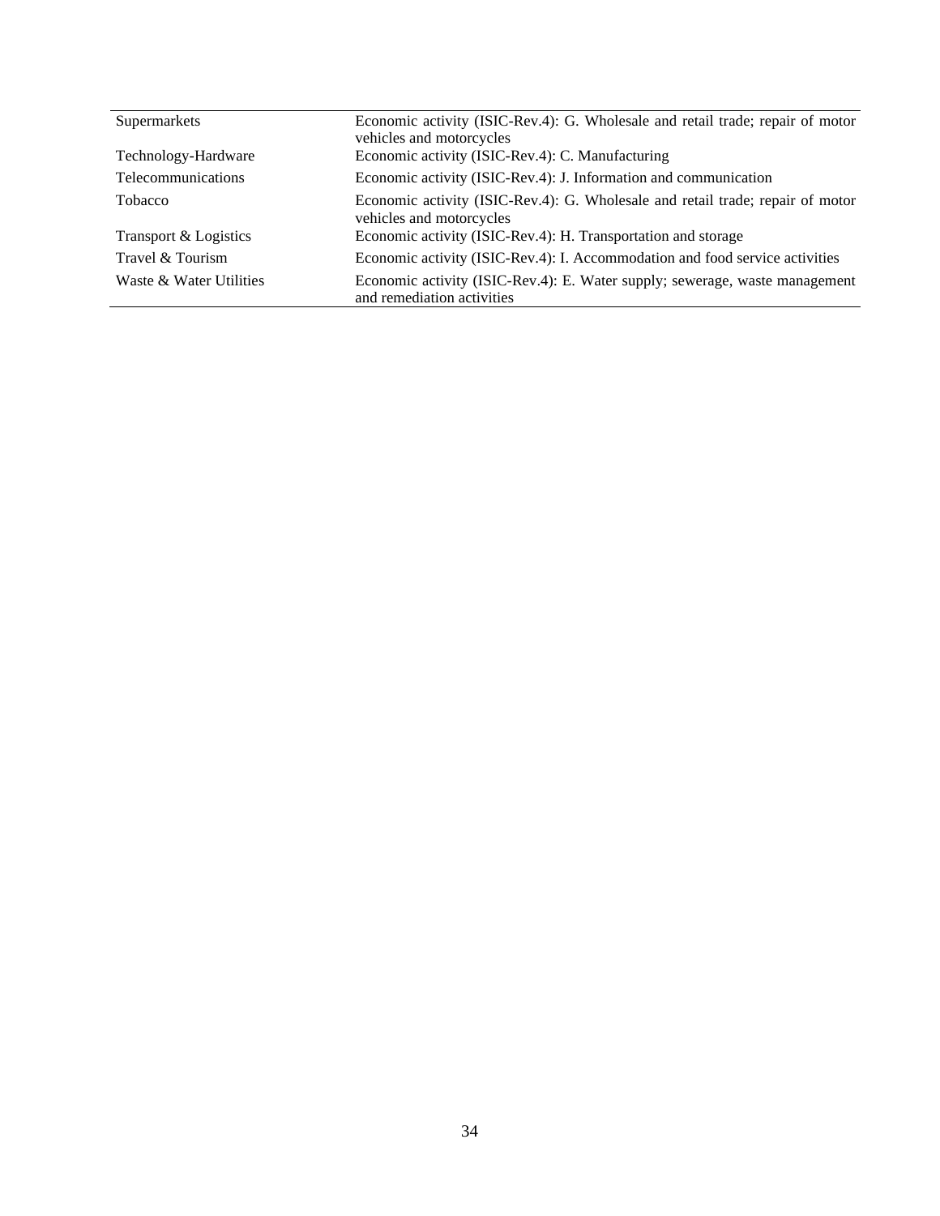| | |
|---|---|
| Supermarkets | Economic activity (ISIC-Rev.4): G. Wholesale and retail trade; repair of motor vehicles and motorcycles |
| Technology-Hardware | Economic activity (ISIC-Rev.4): C. Manufacturing |
| Telecommunications | Economic activity (ISIC-Rev.4): J. Information and communication |
| Tobacco | Economic activity (ISIC-Rev.4): G. Wholesale and retail trade; repair of motor vehicles and motorcycles |
| Transport & Logistics | Economic activity (ISIC-Rev.4): H. Transportation and storage |
| Travel & Tourism | Economic activity (ISIC-Rev.4): I. Accommodation and food service activities |
| Waste & Water Utilities | Economic activity (ISIC-Rev.4): E. Water supply; sewerage, waste management and remediation activities |